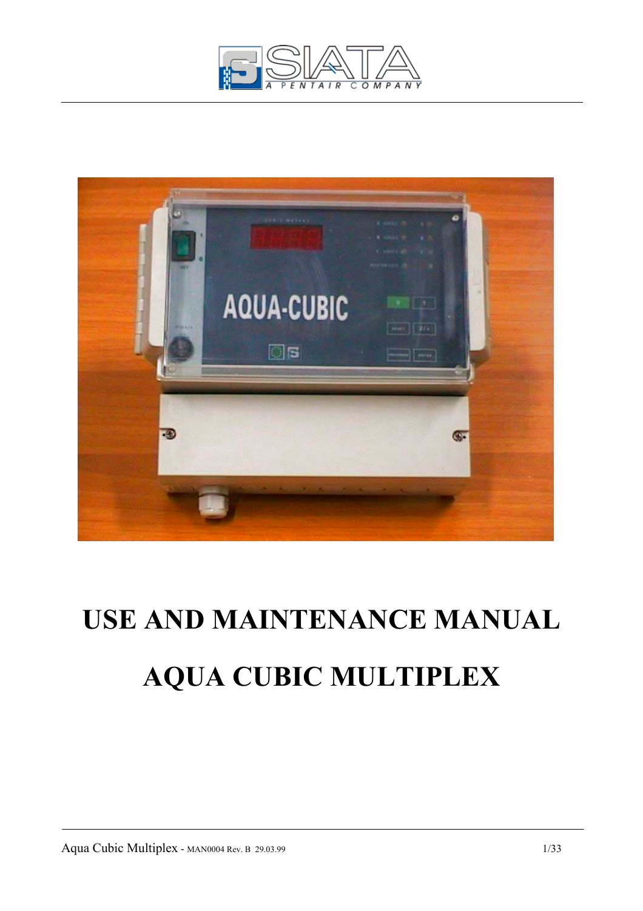# USE AND MAINTENANCE MANUAL

# AQUA CUBIC MULTIPLEX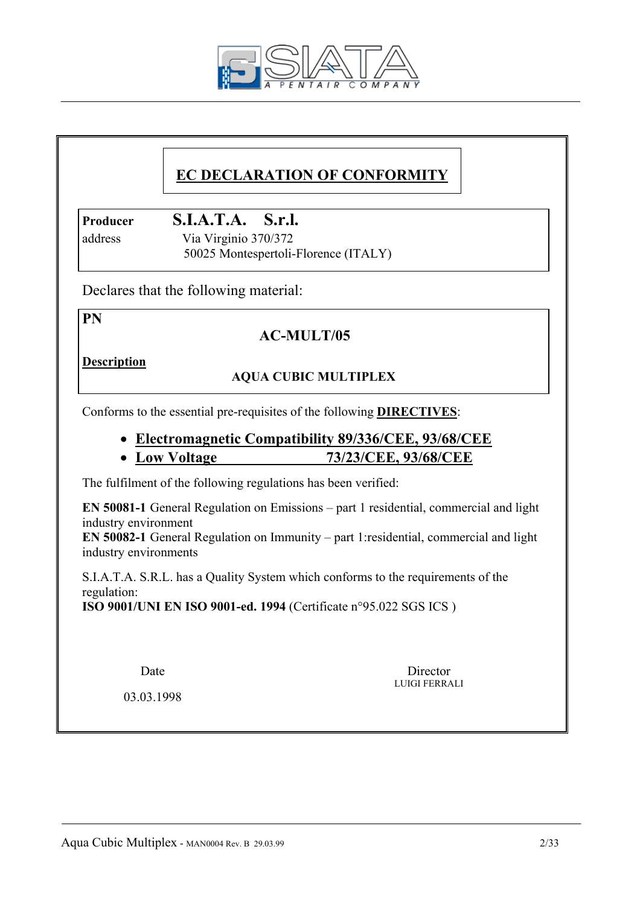SIATA
A PENTAIR COMPANY

# EC DECLARATION OF CONFORMITY

| | |
|---|---|
| **Producer** | **S.I.A.T.A. S.r.l.** |
| address | Via Virginio 370/372<br>50025 Montespertoli-Florence (ITALY) |

Declares that the following material:

**PN**

**AC-MULT/05**

**Description**

**AQUA CUBIC MULTIPLEX**

Conforms to the essential pre-requisites of the following **DIRECTIVES**:

- **Electromagnetic Compatibility 89/336/CEE, 93/68/CEE**
- **Low Voltage 73/23/CEE, 93/68/CEE**

The fulfilment of the following regulations has been verified:

**EN 50081-1** General Regulation on Emissions – part 1 residential, commercial and light industry environment
**EN 50082-1** General Regulation on Immunity – part 1:residential, commercial and light industry environments

S.I.A.T.A. S.R.L. has a Quality System which conforms to the requirements of the regulation:
**ISO 9001/UNI EN ISO 9001-ed. 1994** (Certificate n°95.022 SGS ICS )

Date

03.03.1998

Director
LUIGI FERRALI

Aqua Cubic Multiplex - MAN0004 Rev. B 29.03.99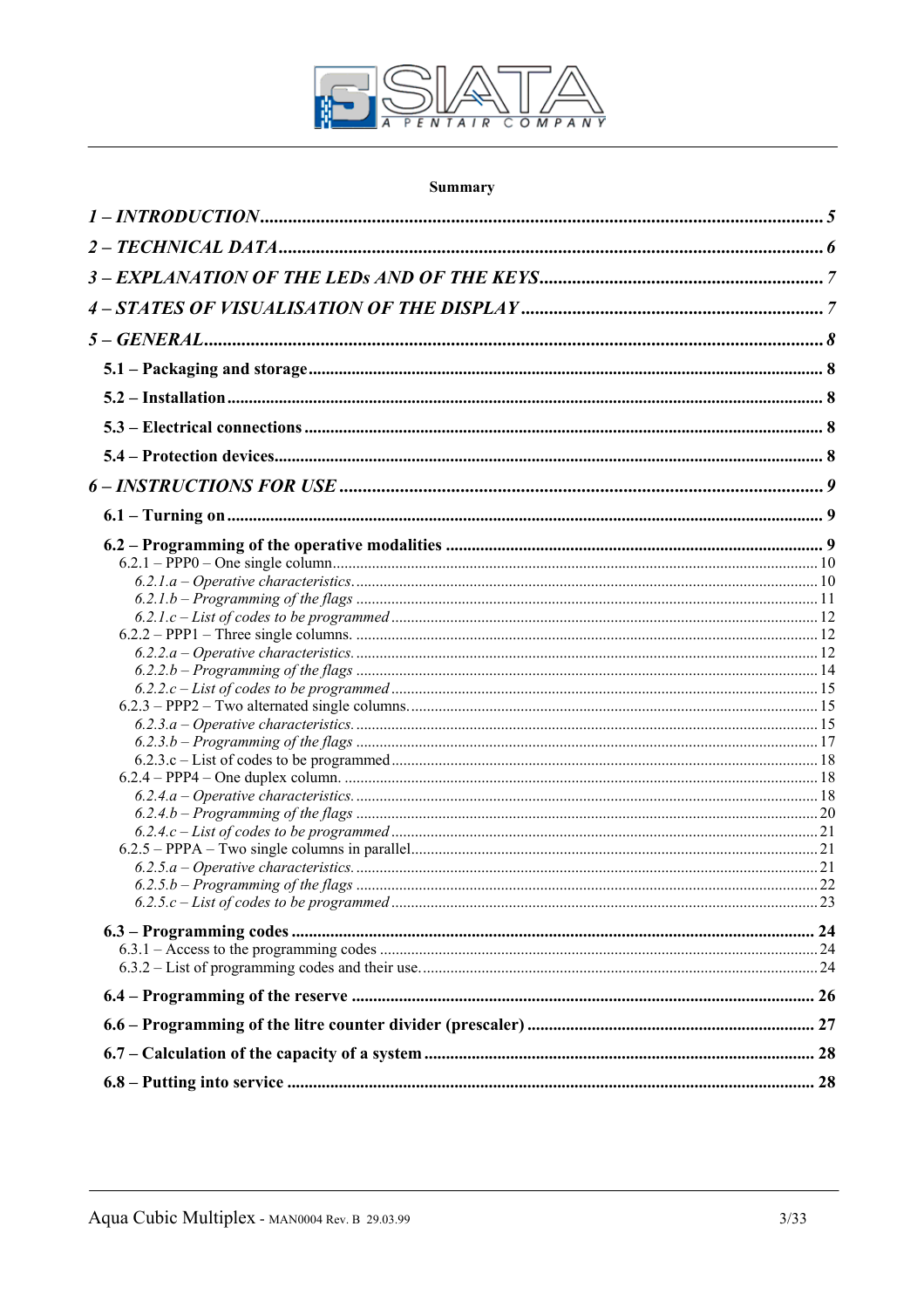**Summary**

*1 – INTRODUCTION* ........................................ *5*

*2 – TECHNICAL DATA* ........................................ *6*

*3 – EXPLANATION OF THE LEDs AND OF THE KEYS* ........................................ *7*

*4 – STATES OF VISUALISATION OF THE DISPLAY* ........................................ *7*

*5 – GENERAL* ........................................ *8*

**5.1 – Packaging and storage** ........................................ **8**

**5.2 – Installation** ........................................ **8**

**5.3 – Electrical connections** ........................................ **8**

**5.4 – Protection devices** ........................................ **8**

*6 – INSTRUCTIONS FOR USE* ........................................ *9*

**6.1 – Turning on** ........................................ **9**

**6.2 – Programming of the operative modalities** ........................................ **9**

6.2.1 – PPP0 – One single column ........................................ 10

*6.2.1.a – Operative characteristics* ........................................ 10

*6.2.1.b – Programming of the flags* ........................................ 11

*6.2.1.c – List of codes to be programmed* ........................................ 12

6.2.2 – PPP1 – Three single columns. ........................................ 12

*6.2.2.a – Operative characteristics.* ........................................ 12

*6.2.2.b – Programming of the flags* ........................................ 14

*6.2.2.c – List of codes to be programmed* ........................................ 15

6.2.3 – PPP2 – Two alternated single columns. ........................................ 15

*6.2.3.a – Operative characteristics.* ........................................ 15

*6.2.3.b – Programming of the flags* ........................................ 17

6.2.3.c – List of codes to be programmed ........................................ 18

6.2.4 – PPP4 – One duplex column. ........................................ 18

*6.2.4.a – Operative characteristics.* ........................................ 18

*6.2.4.b – Programming of the flags* ........................................ 20

*6.2.4.c – List of codes to be programmed* ........................................ 21

6.2.5 – PPPA – Two single columns in parallel ........................................ 21

*6.2.5.a – Operative characteristics.* ........................................ 21

*6.2.5.b – Programming of the flags* ........................................ 22

*6.2.5.c – List of codes to be programmed* ........................................ 23

**6.3 – Programming codes** ........................................ **24**

6.3.1 – Access to the programming codes ........................................ 24

6.3.2 – List of programming codes and their use. ........................................ 24

**6.4 – Programming of the reserve** ........................................ **26**

**6.6 – Programming of the litre counter divider (prescaler)** ........................................ **27**

**6.7 – Calculation of the capacity of a system** ........................................ **28**

**6.8 – Putting into service** ........................................ **28**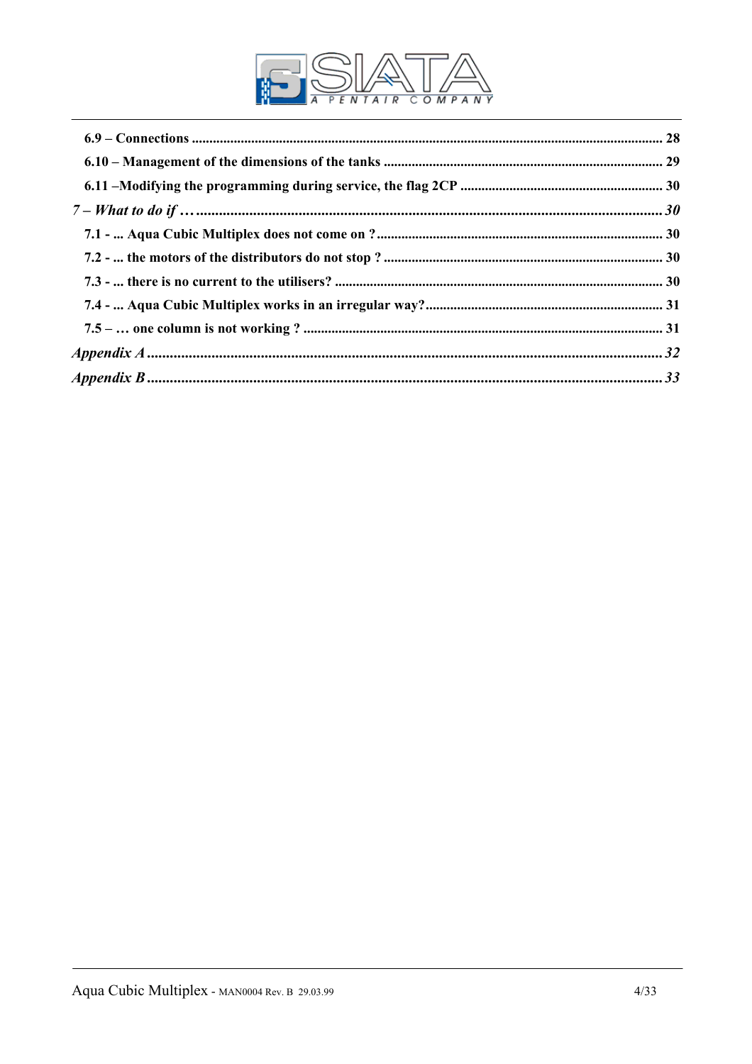**6.9 – Connections** ..................................................................................................................... **28**

**6.10 – Management of the dimensions of the tanks** .............................................................. **29**

**6.11 –Modifying the programming during service, the flag 2CP** ......................................... **30**

***7 – What to do if …*** ............................................................................................................ ***30***

**7.1 - ... Aqua Cubic Multiplex does not come on ?** ................................................................ **30**

**7.2 - ... the motors of the distributors do not stop ?** .............................................................. **30**

**7.3 - ... there is no current to the utilisers?** ............................................................................ **30**

**7.4 - ... Aqua Cubic Multiplex works in an irregular way?** ...................................................... **31**

**7.5 – … one column is not working ?** .................................................................................... **31**

***Appendix A*** ........................................................................................................................ ***32***

***Appendix B*** ........................................................................................................................ ***33***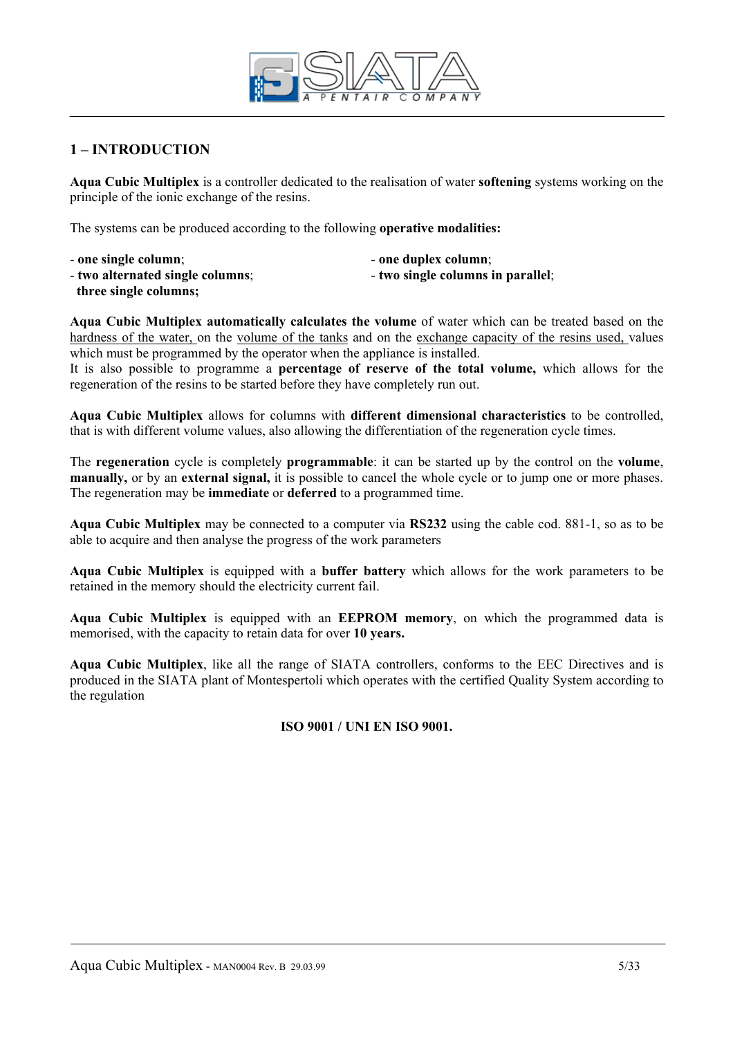## 1 – INTRODUCTION

**Aqua Cubic Multiplex** is a controller dedicated to the realisation of water **softening** systems working on the principle of the ionic exchange of the resins.

The systems can be produced according to the following **operative modalities:**

- **one single column**;
- **two alternated single columns**; **three single columns;**
- **one duplex column**;
- **two single columns in parallel**;

**Aqua Cubic Multiplex automatically calculates the volume** of water which can be treated based on the hardness of the water, on the volume of the tanks and on the exchange capacity of the resins used, values which must be programmed by the operator when the appliance is installed.
It is also possible to programme a **percentage of reserve of the total volume,** which allows for the regeneration of the resins to be started before they have completely run out.

**Aqua Cubic Multiplex** allows for columns with **different dimensional characteristics** to be controlled, that is with different volume values, also allowing the differentiation of the regeneration cycle times.

The **regeneration** cycle is completely **programmable**: it can be started up by the control on the **volume**, **manually,** or by an **external signal,** it is possible to cancel the whole cycle or to jump one or more phases. The regeneration may be **immediate** or **deferred** to a programmed time.

**Aqua Cubic Multiplex** may be connected to a computer via **RS232** using the cable cod. 881-1, so as to be able to acquire and then analyse the progress of the work parameters

**Aqua Cubic Multiplex** is equipped with a **buffer battery** which allows for the work parameters to be retained in the memory should the electricity current fail.

**Aqua Cubic Multiplex** is equipped with an **EEPROM memory**, on which the programmed data is memorised, with the capacity to retain data for over **10 years.**

**Aqua Cubic Multiplex**, like all the range of SIATA controllers, conforms to the EEC Directives and is produced in the SIATA plant of Montespertoli which operates with the certified Quality System according to the regulation

**ISO 9001 / UNI EN ISO 9001.**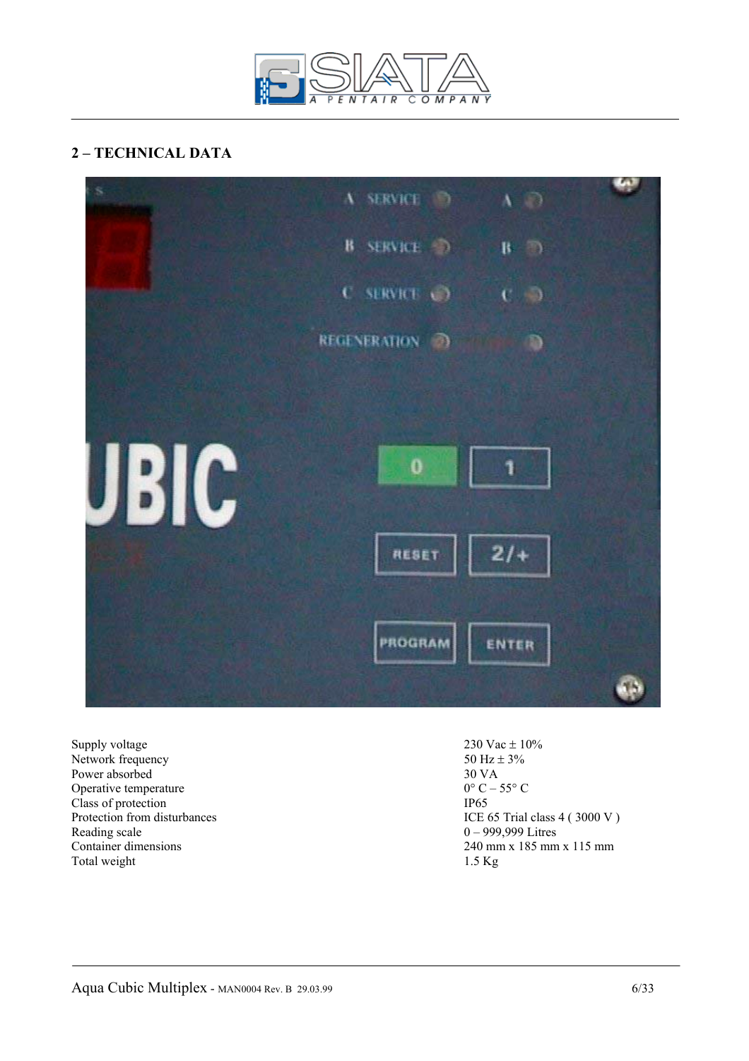## 2 – TECHNICAL DATA

| | |
|---|---|
| Supply voltage | 230 Vac ± 10% |
| Network frequency | 50 Hz ± 3% |
| Power absorbed | 30 VA |
| Operative temperature | 0° C – 55° C |
| Class of protection | IP65 |
| Protection from disturbances | ICE 65 Trial class 4 ( 3000 V ) |
| Reading scale | 0 – 999,999 Litres |
| Container dimensions | 240 mm x 185 mm x 115 mm |
| Total weight | 1.5 Kg |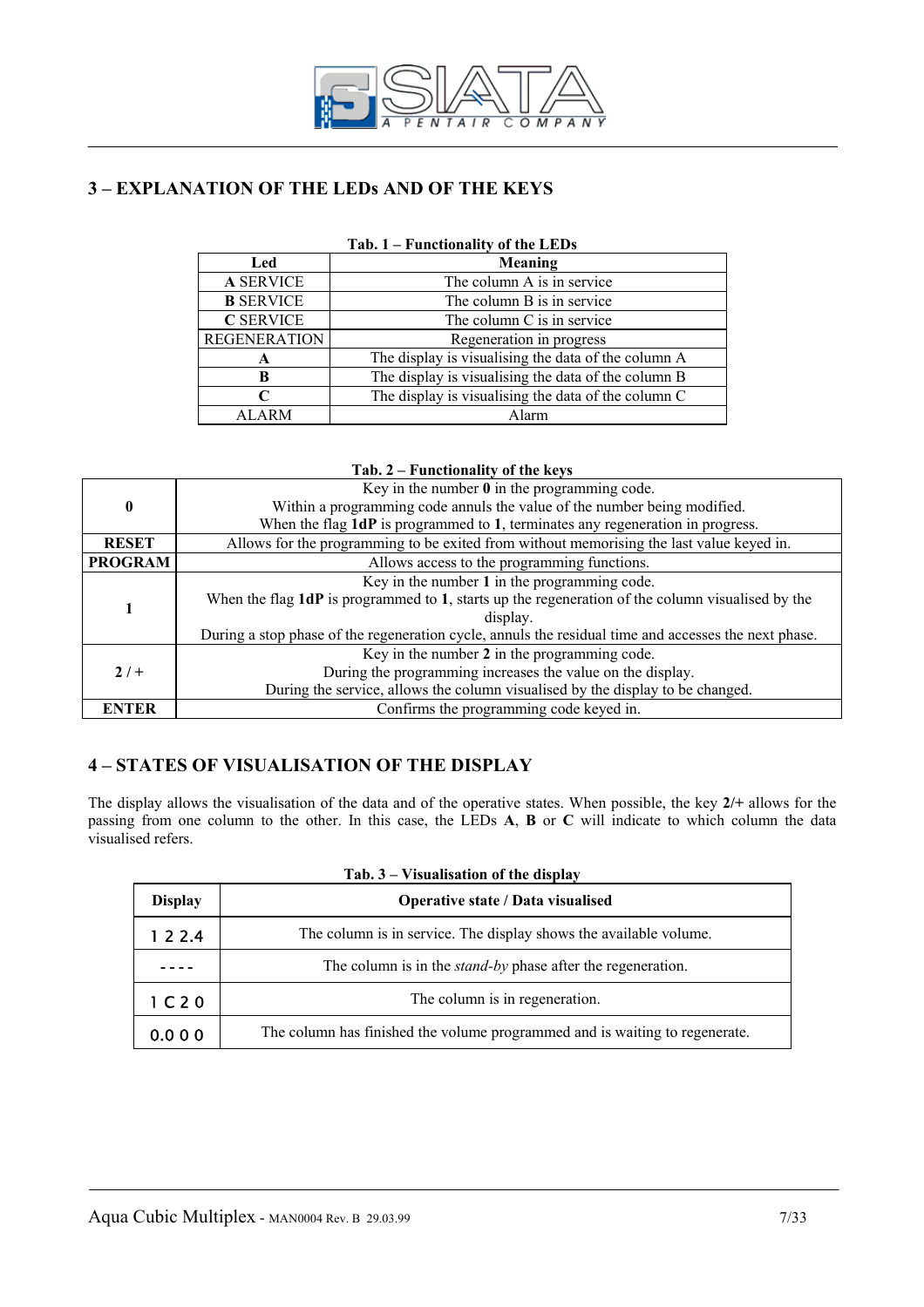## 3 – EXPLANATION OF THE LEDs AND OF THE KEYS

**Tab. 1 – Functionality of the LEDs**

| Led | Meaning |
|---|---|
| **A** SERVICE | The column A is in service |
| **B** SERVICE | The column B is in service |
| **C** SERVICE | The column C is in service |
| REGENERATION | Regeneration in progress |
| **A** | The display is visualising the data of the column A |
| **B** | The display is visualising the data of the column B |
| **C** | The display is visualising the data of the column C |
| ALARM | Alarm |

**Tab. 2 – Functionality of the keys**

| Key | Function |
|---|---|
| **0** | Key in the number **0** in the programming code.<br>Within a programming code annuls the value of the number being modified.<br>When the flag **1dP** is programmed to **1**, terminates any regeneration in progress. |
| **RESET** | Allows for the programming to be exited from without memorising the last value keyed in. |
| **PROGRAM** | Allows access to the programming functions. |
| **1** | Key in the number **1** in the programming code.<br>When the flag **1dP** is programmed to **1**, starts up the regeneration of the column visualised by the display.<br>During a stop phase of the regeneration cycle, annuls the residual time and accesses the next phase. |
| **2 / +** | Key in the number **2** in the programming code.<br>During the programming increases the value on the display.<br>During the service, allows the column visualised by the display to be changed. |
| **ENTER** | Confirms the programming code keyed in. |

## 4 – STATES OF VISUALISATION OF THE DISPLAY

The display allows the visualisation of the data and of the operative states. When possible, the key **2/+** allows for the passing from one column to the other. In this case, the LEDs **A**, **B** or **C** will indicate to which column the data visualised refers.

**Tab. 3 – Visualisation of the display**

| Display | Operative state / Data visualised |
|---|---|
| 1 2 2.4 | The column is in service. The display shows the available volume. |
| - - - - | The column is in the *stand-by* phase after the regeneration. |
| 1 C 2 0 | The column is in regeneration. |
| 0.0 0 0 | The column has finished the volume programmed and is waiting to regenerate. |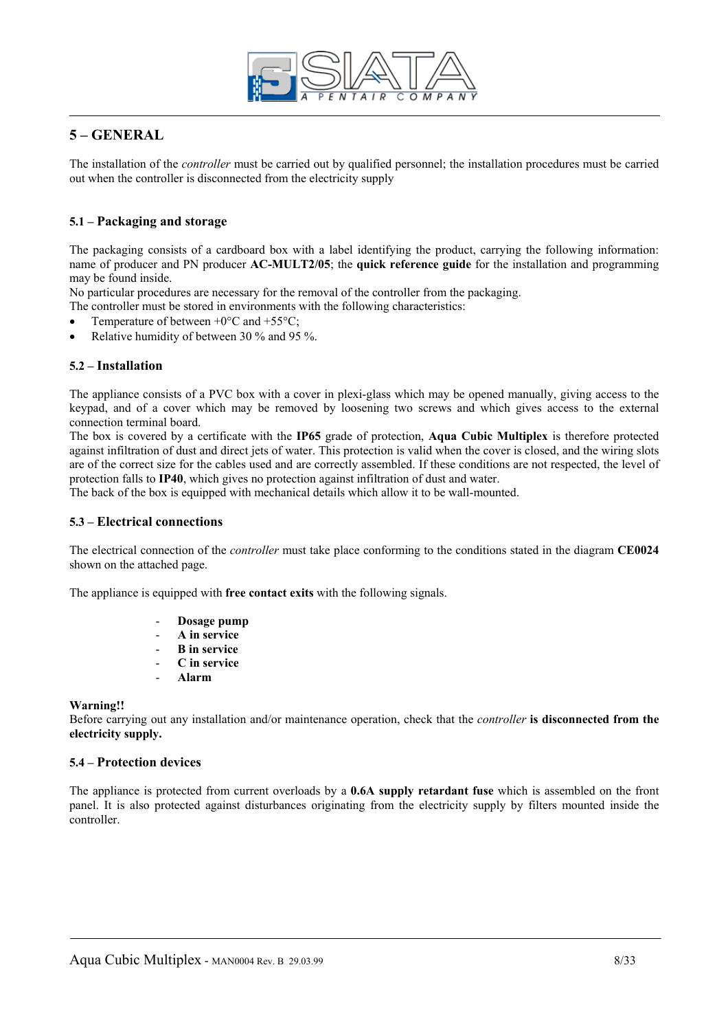## 5 – GENERAL

The installation of the *controller* must be carried out by qualified personnel; the installation procedures must be carried out when the controller is disconnected from the electricity supply

### 5.1 – Packaging and storage

The packaging consists of a cardboard box with a label identifying the product, carrying the following information: name of producer and PN producer **AC-MULT2/05**; the **quick reference guide** for the installation and programming may be found inside.
No particular procedures are necessary for the removal of the controller from the packaging.
The controller must be stored in environments with the following characteristics:

- Temperature of between +0°C and +55°C;
- Relative humidity of between 30 % and 95 %.

### 5.2 – Installation

The appliance consists of a PVC box with a cover in plexi-glass which may be opened manually, giving access to the keypad, and of a cover which may be removed by loosening two screws and which gives access to the external connection terminal board.
The box is covered by a certificate with the **IP65** grade of protection, **Aqua Cubic Multiplex** is therefore protected against infiltration of dust and direct jets of water. This protection is valid when the cover is closed, and the wiring slots are of the correct size for the cables used and are correctly assembled. If these conditions are not respected, the level of protection falls to **IP40**, which gives no protection against infiltration of dust and water.
The back of the box is equipped with mechanical details which allow it to be wall-mounted.

### 5.3 – Electrical connections

The electrical connection of the *controller* must take place conforming to the conditions stated in the diagram **CE0024** shown on the attached page.

The appliance is equipped with **free contact exits** with the following signals.

- **Dosage pump**
- **A in service**
- **B in service**
- **C in service**
- **Alarm**

**Warning!!**
Before carrying out any installation and/or maintenance operation, check that the *controller* **is disconnected from the electricity supply.**

### 5.4 – Protection devices

The appliance is protected from current overloads by a **0.6A supply retardant fuse** which is assembled on the front panel. It is also protected against disturbances originating from the electricity supply by filters mounted inside the controller.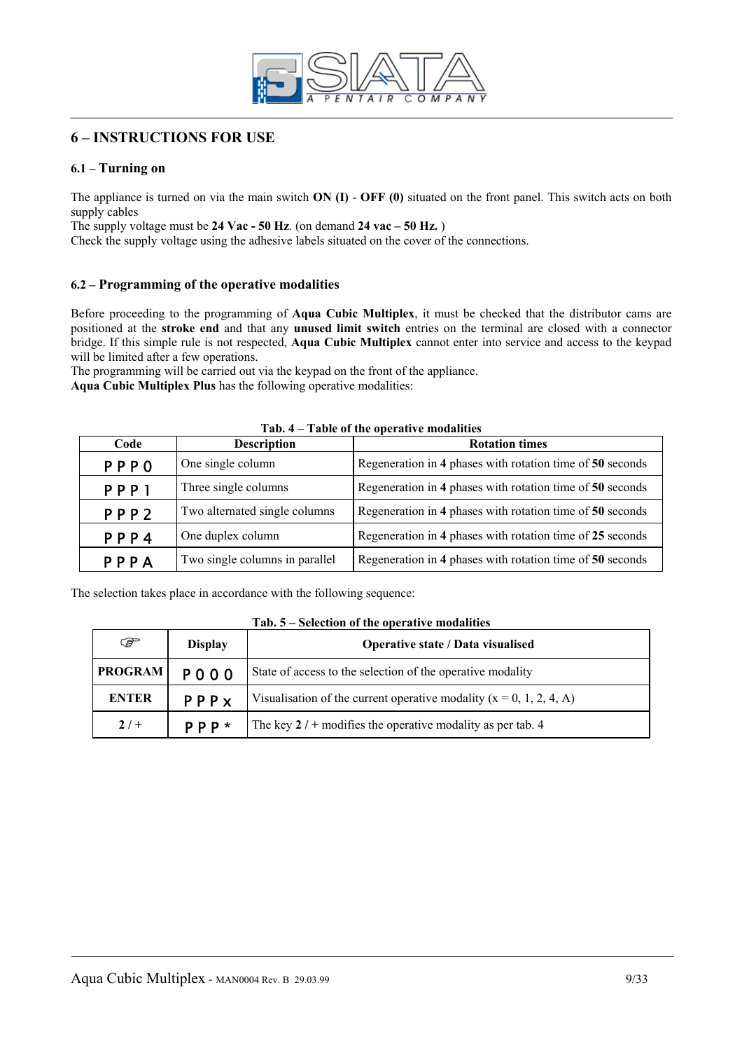## 6 – INSTRUCTIONS FOR USE

### 6.1 – Turning on

The appliance is turned on via the main switch **ON (I)** - **OFF (0)** situated on the front panel. This switch acts on both supply cables
The supply voltage must be **24 Vac - 50 Hz**. (on demand **24 vac – 50 Hz.** )
Check the supply voltage using the adhesive labels situated on the cover of the connections.

### 6.2 – Programming of the operative modalities

Before proceeding to the programming of **Aqua Cubic Multiplex**, it must be checked that the distributor cams are positioned at the **stroke end** and that any **unused limit switch** entries on the terminal are closed with a connector bridge. If this simple rule is not respected, **Aqua Cubic Multiplex** cannot enter into service and access to the keypad will be limited after a few operations.
The programming will be carried out via the keypad on the front of the appliance.
**Aqua Cubic Multiplex Plus** has the following operative modalities:

**Tab. 4 – Table of the operative modalities**

| Code | Description | Rotation times |
|---|---|---|
| PPP0 | One single column | Regeneration in **4** phases with rotation time of **50** seconds |
| PPP1 | Three single columns | Regeneration in **4** phases with rotation time of **50** seconds |
| PPP2 | Two alternated single columns | Regeneration in **4** phases with rotation time of **50** seconds |
| PPP4 | One duplex column | Regeneration in **4** phases with rotation time of **25** seconds |
| PPPA | Two single columns in parallel | Regeneration in **4** phases with rotation time of **50** seconds |

The selection takes place in accordance with the following sequence:

**Tab. 5 – Selection of the operative modalities**

| ☞ | Display | Operative state / Data visualised |
|---|---|---|
| **PROGRAM** | P000 | State of access to the selection of the operative modality |
| **ENTER** | PPPx | Visualisation of the current operative modality (x = 0, 1, 2, 4, A) |
| **2 / +** | PPP* | The key **2** / + modifies the operative modality as per tab. 4 |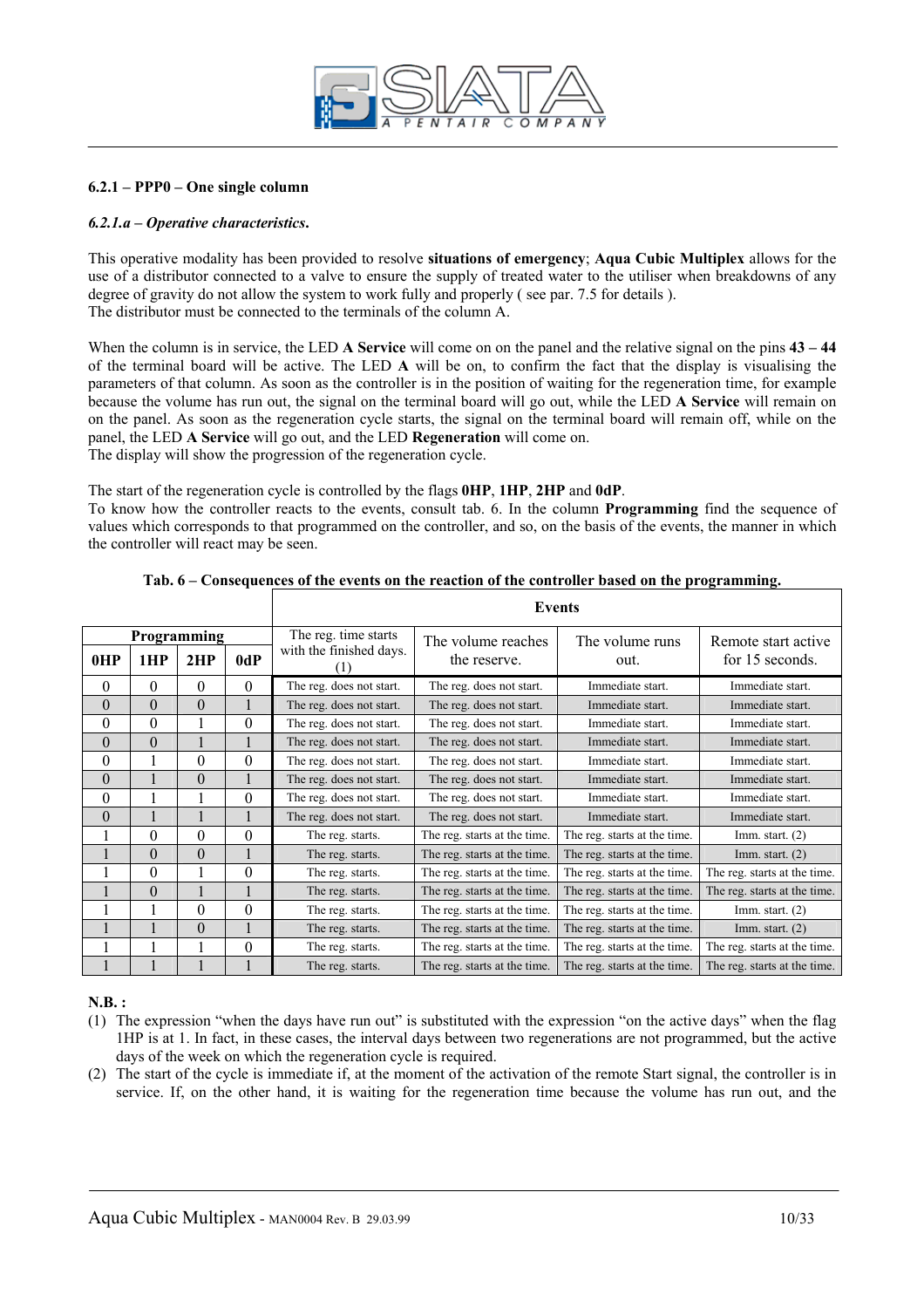### 6.2.1 – PPP0 – One single column

*6.2.1.a – Operative characteristics.*

This operative modality has been provided to resolve **situations of emergency**; **Aqua Cubic Multiplex** allows for the use of a distributor connected to a valve to ensure the supply of treated water to the utiliser when breakdowns of any degree of gravity do not allow the system to work fully and properly ( see par. 7.5 for details ).
The distributor must be connected to the terminals of the column A.

When the column is in service, the LED **A Service** will come on on the panel and the relative signal on the pins **43 – 44** of the terminal board will be active. The LED **A** will be on, to confirm the fact that the display is visualising the parameters of that column. As soon as the controller is in the position of waiting for the regeneration time, for example because the volume has run out, the signal on the terminal board will go out, while the LED **A Service** will remain on on the panel. As soon as the regeneration cycle starts, the signal on the terminal board will remain off, while on the panel, the LED **A Service** will go out, and the LED **Regeneration** will come on.
The display will show the progression of the regeneration cycle.

The start of the regeneration cycle is controlled by the flags **0HP**, **1HP**, **2HP** and **0dP**.
To know how the controller reacts to the events, consult tab. 6. In the column **Programming** find the sequence of values which corresponds to that programmed on the controller, and so, on the basis of the events, the manner in which the controller will react may be seen.

**Tab. 6 – Consequences of the events on the reaction of the controller based on the programming.**

| Programming | | | | Events | | | |
|---|---|---|---|---|---|---|---|
| **0HP** | **1HP** | **2HP** | **0dP** | The reg. time starts with the finished days. (1) | The volume reaches the reserve. | The volume runs out. | Remote start active for 15 seconds. |
| 0 | 0 | 0 | 0 | The reg. does not start. | The reg. does not start. | Immediate start. | Immediate start. |
| 0 | 0 | 0 | 1 | The reg. does not start. | The reg. does not start. | Immediate start. | Immediate start. |
| 0 | 0 | 1 | 0 | The reg. does not start. | The reg. does not start. | Immediate start. | Immediate start. |
| 0 | 0 | 1 | 1 | The reg. does not start. | The reg. does not start. | Immediate start. | Immediate start. |
| 0 | 1 | 0 | 0 | The reg. does not start. | The reg. does not start. | Immediate start. | Immediate start. |
| 0 | 1 | 0 | 1 | The reg. does not start. | The reg. does not start. | Immediate start. | Immediate start. |
| 0 | 1 | 1 | 0 | The reg. does not start. | The reg. does not start. | Immediate start. | Immediate start. |
| 0 | 1 | 1 | 1 | The reg. does not start. | The reg. does not start. | Immediate start. | Immediate start. |
| 1 | 0 | 0 | 0 | The reg. starts. | The reg. starts at the time. | The reg. starts at the time. | Imm. start. (2) |
| 1 | 0 | 0 | 1 | The reg. starts. | The reg. starts at the time. | The reg. starts at the time. | Imm. start. (2) |
| 1 | 0 | 1 | 0 | The reg. starts. | The reg. starts at the time. | The reg. starts at the time. | The reg. starts at the time. |
| 1 | 0 | 1 | 1 | The reg. starts. | The reg. starts at the time. | The reg. starts at the time. | The reg. starts at the time. |
| 1 | 1 | 0 | 0 | The reg. starts. | The reg. starts at the time. | The reg. starts at the time. | Imm. start. (2) |
| 1 | 1 | 0 | 1 | The reg. starts. | The reg. starts at the time. | The reg. starts at the time. | Imm. start. (2) |
| 1 | 1 | 1 | 0 | The reg. starts. | The reg. starts at the time. | The reg. starts at the time. | The reg. starts at the time. |
| 1 | 1 | 1 | 1 | The reg. starts. | The reg. starts at the time. | The reg. starts at the time. | The reg. starts at the time. |

**N.B. :**

(1) The expression "when the days have run out" is substituted with the expression "on the active days" when the flag 1HP is at 1. In fact, in these cases, the interval days between two regenerations are not programmed, but the active days of the week on which the regeneration cycle is required.

(2) The start of the cycle is immediate if, at the moment of the activation of the remote Start signal, the controller is in service. If, on the other hand, it is waiting for the regeneration time because the volume has run out, and the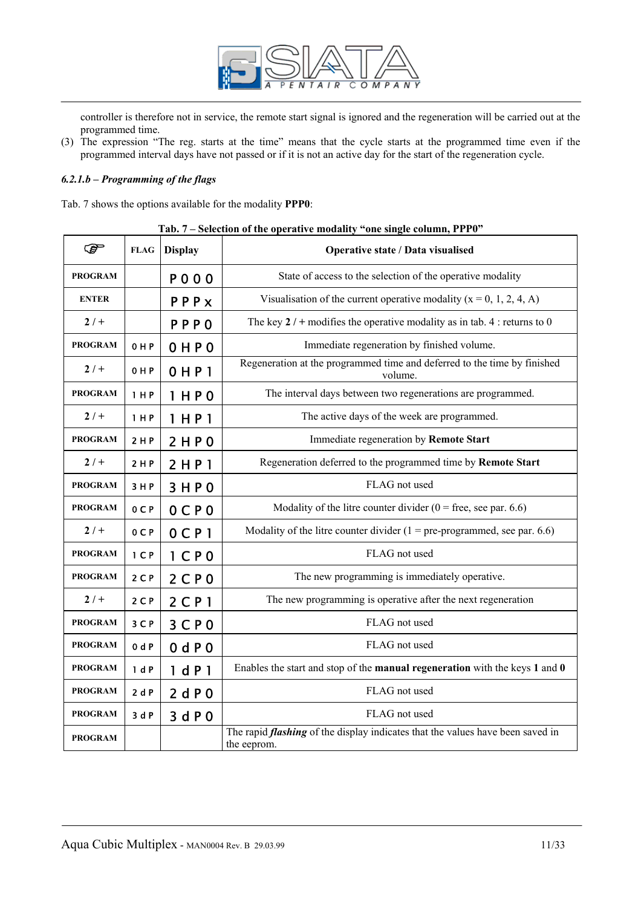controller is therefore not in service, the remote start signal is ignored and the regeneration will be carried out at the programmed time.

(3) The expression "The reg. starts at the time" means that the cycle starts at the programmed time even if the programmed interval days have not passed or if it is not an active day for the start of the regeneration cycle.

#### *6.2.1.b – Programming of the flags*

Tab. 7 shows the options available for the modality **PPP0**:

**Tab. 7 – Selection of the operative modality "one single column, PPP0"**

| ☞ | FLAG | Display | Operative state / Data visualised |
|---|---|---|---|
| PROGRAM | | P 0 0 0 | State of access to the selection of the operative modality |
| ENTER | | P P P x | Visualisation of the current operative modality (x = 0, 1, 2, 4, A) |
| 2 / + | | P P P 0 | The key **2** / + modifies the operative modality as in tab. 4 : returns to 0 |
| PROGRAM | 0 H P | 0 H P 0 | Immediate regeneration by finished volume. |
| 2 / + | 0 H P | 0 H P 1 | Regeneration at the programmed time and deferred to the time by finished volume. |
| PROGRAM | 1 H P | 1 H P 0 | The interval days between two regenerations are programmed. |
| 2 / + | 1 H P | 1 H P 1 | The active days of the week are programmed. |
| PROGRAM | 2 H P | 2 H P 0 | Immediate regeneration by **Remote Start** |
| 2 / + | 2 H P | 2 H P 1 | Regeneration deferred to the programmed time by **Remote Start** |
| PROGRAM | 3 H P | 3 H P 0 | FLAG not used |
| PROGRAM | 0 C P | 0 C P 0 | Modality of the litre counter divider (0 = free, see par. 6.6) |
| 2 / + | 0 C P | 0 C P 1 | Modality of the litre counter divider (1 = pre-programmed, see par. 6.6) |
| PROGRAM | 1 C P | 1 C P 0 | FLAG not used |
| PROGRAM | 2 C P | 2 C P 0 | The new programming is immediately operative. |
| 2 / + | 2 C P | 2 C P 1 | The new programming is operative after the next regeneration |
| PROGRAM | 3 C P | 3 C P 0 | FLAG not used |
| PROGRAM | 0 d P | 0 d P 0 | FLAG not used |
| PROGRAM | 1 d P | 1 d P 1 | Enables the start and stop of the **manual regeneration** with the keys **1** and **0** |
| PROGRAM | 2 d P | 2 d P 0 | FLAG not used |
| PROGRAM | 3 d P | 3 d P 0 | FLAG not used |
| PROGRAM | | | The rapid ***flashing*** of the display indicates that the values have been saved in the eeprom. |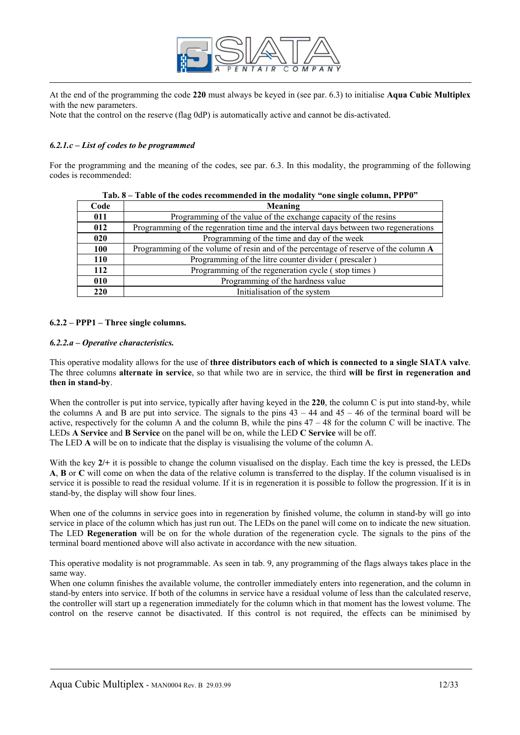At the end of the programming the code **220** must always be keyed in (see par. 6.3) to initialise **Aqua Cubic Multiplex** with the new parameters.
Note that the control on the reserve (flag 0dP) is automatically active and cannot be dis-activated.

#### *6.2.1.c – List of codes to be programmed*

For the programming and the meaning of the codes, see par. 6.3. In this modality, the programming of the following codes is recommended:

**Tab. 8 – Table of the codes recommended in the modality "one single column, PPP0"**

| Code | Meaning |
|---|---|
| **011** | Programming of the value of the exchange capacity of the resins |
| **012** | Programming of the regenration time and the interval days between two regenerations |
| **020** | Programming of the time and day of the week |
| **100** | Programming of the volume of resin and of the percentage of reserve of the column **A** |
| **110** | Programming of the litre counter divider ( prescaler ) |
| **112** | Programming of the regeneration cycle ( stop times ) |
| **010** | Programming of the hardness value |
| **220** | Initialisation of the system |

### 6.2.2 – PPP1 – Three single columns.

#### *6.2.2.a – Operative characteristics.*

This operative modality allows for the use of **three distributors each of which is connected to a single SIATA valve**. The three columns **alternate in service**, so that while two are in service, the third **will be first in regeneration and then in stand-by**.

When the controller is put into service, typically after having keyed in the **220**, the column C is put into stand-by, while the columns A and B are put into service. The signals to the pins 43 – 44 and 45 – 46 of the terminal board will be active, respectively for the column A and the column B, while the pins 47 – 48 for the column C will be inactive. The LEDs **A Service** and **B Service** on the panel will be on, while the LED **C Service** will be off.
The LED **A** will be on to indicate that the display is visualising the volume of the column A.

With the key **2/+** it is possible to change the column visualised on the display. Each time the key is pressed, the LEDs **A**, **B** or **C** will come on when the data of the relative column is transferred to the display. If the column visualised is in service it is possible to read the residual volume. If it is in regeneration it is possible to follow the progression. If it is in stand-by, the display will show four lines.

When one of the columns in service goes into in regeneration by finished volume, the column in stand-by will go into service in place of the column which has just run out. The LEDs on the panel will come on to indicate the new situation. The LED **Regeneration** will be on for the whole duration of the regeneration cycle. The signals to the pins of the terminal board mentioned above will also activate in accordance with the new situation.

This operative modality is not programmable. As seen in tab. 9, any programming of the flags always takes place in the same way.
When one column finishes the available volume, the controller immediately enters into regeneration, and the column in stand-by enters into service. If both of the columns in service have a residual volume of less than the calculated reserve, the controller will start up a regeneration immediately for the column which in that moment has the lowest volume. The control on the reserve cannot be disactivated. If this control is not required, the effects can be minimised by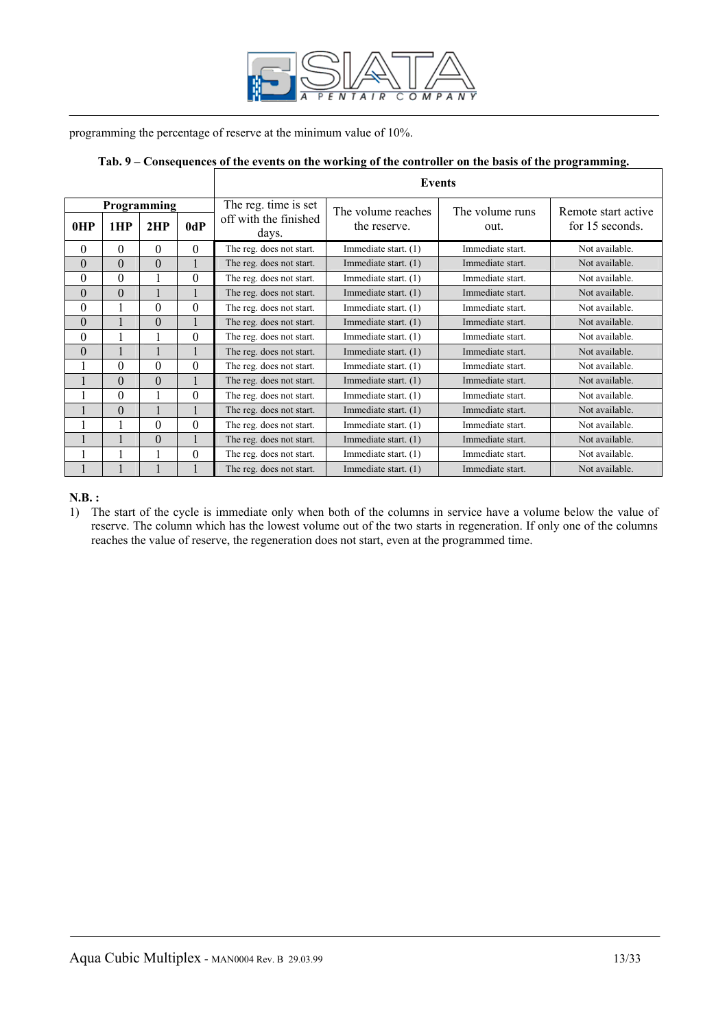programming the percentage of reserve at the minimum value of 10%.

**Tab. 9 – Consequences of the events on the working of the controller on the basis of the programming.**

| Programming | | | | Events | | | |
|---|---|---|---|---|---|---|---|
| **0HP** | **1HP** | **2HP** | **0dP** | The reg. time is set off with the finished days. | The volume reaches the reserve. | The volume runs out. | Remote start active for 15 seconds. |
| 0 | 0 | 0 | 0 | The reg. does not start. | Immediate start. (1) | Immediate start. | Not available. |
| 0 | 0 | 0 | 1 | The reg. does not start. | Immediate start. (1) | Immediate start. | Not available. |
| 0 | 0 | 1 | 0 | The reg. does not start. | Immediate start. (1) | Immediate start. | Not available. |
| 0 | 0 | 1 | 1 | The reg. does not start. | Immediate start. (1) | Immediate start. | Not available. |
| 0 | 1 | 0 | 0 | The reg. does not start. | Immediate start. (1) | Immediate start. | Not available. |
| 0 | 1 | 0 | 1 | The reg. does not start. | Immediate start. (1) | Immediate start. | Not available. |
| 0 | 1 | 1 | 0 | The reg. does not start. | Immediate start. (1) | Immediate start. | Not available. |
| 0 | 1 | 1 | 1 | The reg. does not start. | Immediate start. (1) | Immediate start. | Not available. |
| 1 | 0 | 0 | 0 | The reg. does not start. | Immediate start. (1) | Immediate start. | Not available. |
| 1 | 0 | 0 | 1 | The reg. does not start. | Immediate start. (1) | Immediate start. | Not available. |
| 1 | 0 | 1 | 0 | The reg. does not start. | Immediate start. (1) | Immediate start. | Not available. |
| 1 | 0 | 1 | 1 | The reg. does not start. | Immediate start. (1) | Immediate start. | Not available. |
| 1 | 1 | 0 | 0 | The reg. does not start. | Immediate start. (1) | Immediate start. | Not available. |
| 1 | 1 | 0 | 1 | The reg. does not start. | Immediate start. (1) | Immediate start. | Not available. |
| 1 | 1 | 1 | 0 | The reg. does not start. | Immediate start. (1) | Immediate start. | Not available. |
| 1 | 1 | 1 | 1 | The reg. does not start. | Immediate start. (1) | Immediate start. | Not available. |

**N.B. :**

1) The start of the cycle is immediate only when both of the columns in service have a volume below the value of reserve. The column which has the lowest volume out of the two starts in regeneration. If only one of the columns reaches the value of reserve, the regeneration does not start, even at the programmed time.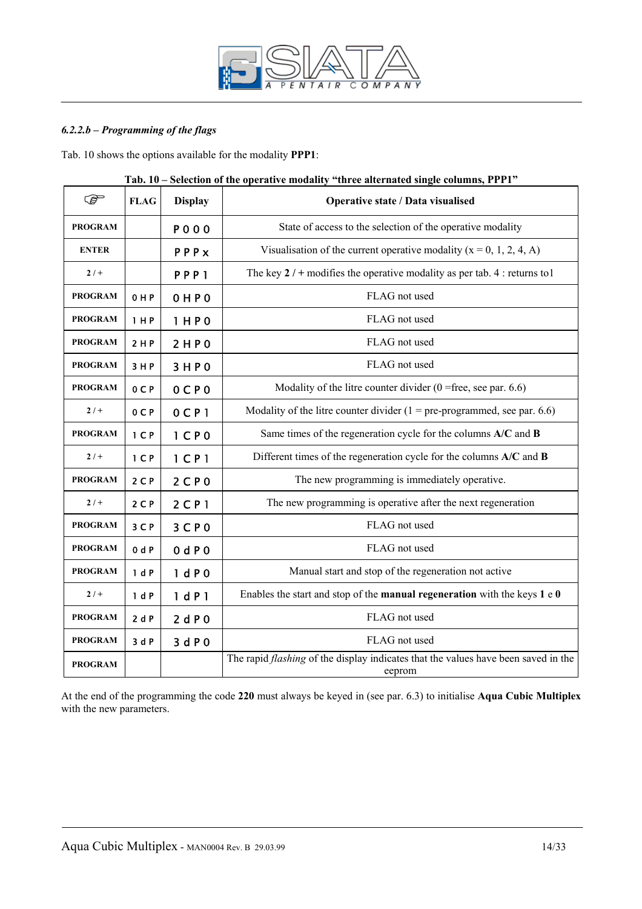*6.2.2.b – Programming of the flags*

Tab. 10 shows the options available for the modality **PPP1**:

**Tab. 10 – Selection of the operative modality "three alternated single columns, PPP1"**

| ☞ | FLAG | Display | Operative state / Data visualised |
|---|---|---|---|
| **PROGRAM** | | P 0 0 0 | State of access to the selection of the operative modality |
| **ENTER** | | P P P x | Visualisation of the current operative modality (x = 0, 1, 2, 4, A) |
| **2 / +** | | P P P 1 | The key **2 / +** modifies the operative modality as per tab. 4 : returns to1 |
| **PROGRAM** | 0 H P | 0 H P 0 | FLAG not used |
| **PROGRAM** | 1 H P | 1 H P 0 | FLAG not used |
| **PROGRAM** | 2 H P | 2 H P 0 | FLAG not used |
| **PROGRAM** | 3 H P | 3 H P 0 | FLAG not used |
| **PROGRAM** | 0 C P | 0 C P 0 | Modality of the litre counter divider (0 =free, see par. 6.6) |
| **2 / +** | 0 C P | 0 C P 1 | Modality of the litre counter divider (1 = pre-programmed, see par. 6.6) |
| **PROGRAM** | 1 C P | 1 C P 0 | Same times of the regeneration cycle for the columns **A/C** and **B** |
| **2 / +** | 1 C P | 1 C P 1 | Different times of the regeneration cycle for the columns **A/C** and **B** |
| **PROGRAM** | 2 C P | 2 C P 0 | The new programming is immediately operative. |
| **2 / +** | 2 C P | 2 C P 1 | The new programming is operative after the next regeneration |
| **PROGRAM** | 3 C P | 3 C P 0 | FLAG not used |
| **PROGRAM** | 0 d P | 0 d P 0 | FLAG not used |
| **PROGRAM** | 1 d P | 1 d P 0 | Manual start and stop of the regeneration not active |
| **2 / +** | 1 d P | 1 d P 1 | Enables the start and stop of the **manual regeneration** with the keys **1** e **0** |
| **PROGRAM** | 2 d P | 2 d P 0 | FLAG not used |
| **PROGRAM** | 3 d P | 3 d P 0 | FLAG not used |
| **PROGRAM** | | | The rapid *flashing* of the display indicates that the values have been saved in the eeprom |

At the end of the programming the code **220** must always be keyed in (see par. 6.3) to initialise **Aqua Cubic Multiplex** with the new parameters.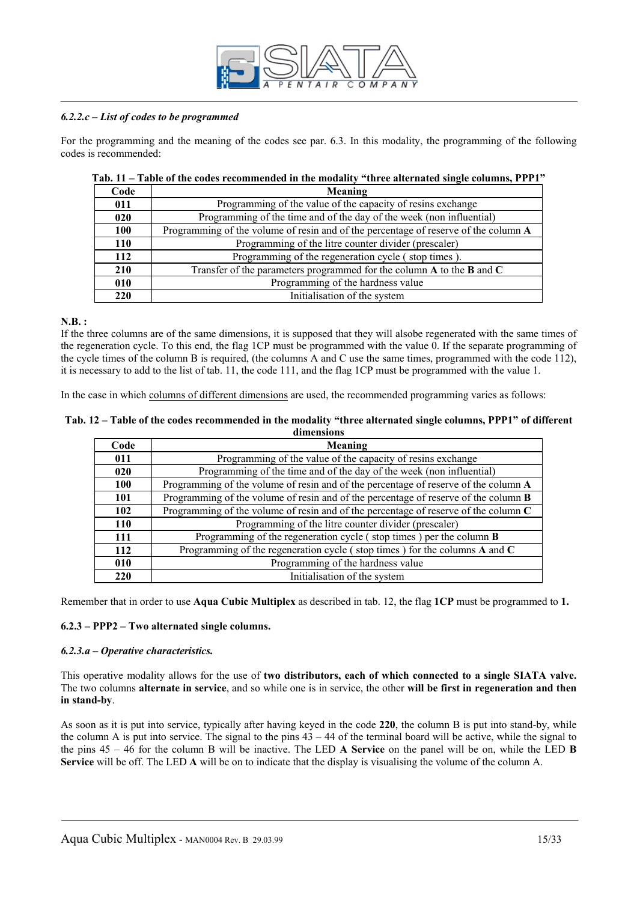#### *6.2.2.c – List of codes to be programmed*

For the programming and the meaning of the codes see par. 6.3. In this modality, the programming of the following codes is recommended:

**Tab. 11 – Table of the codes recommended in the modality "three alternated single columns, PPP1"**

| Code | Meaning |
|---|---|
| **011** | Programming of the value of the capacity of resins exchange |
| **020** | Programming of the time and of the day of the week (non influential) |
| **100** | Programming of the volume of resin and of the percentage of reserve of the column **A** |
| **110** | Programming of the litre counter divider (prescaler) |
| **112** | Programming of the regeneration cycle ( stop times ). |
| **210** | Transfer of the parameters programmed for the column **A** to the **B** and **C** |
| **010** | Programming of the hardness value |
| **220** | Initialisation of the system |

**N.B. :**
If the three columns are of the same dimensions, it is supposed that they will alsobe regenerated with the same times of the regeneration cycle. To this end, the flag 1CP must be programmed with the value 0. If the separate programming of the cycle times of the column B is required, (the columns A and C use the same times, programmed with the code 112), it is necessary to add to the list of tab. 11, the code 111, and the flag 1CP must be programmed with the value 1.

In the case in which <u>columns of different dimensions</u> are used, the recommended programming varies as follows:

**Tab. 12 – Table of the codes recommended in the modality "three alternated single columns, PPP1" of different dimensions**

| Code | Meaning |
|---|---|
| **011** | Programming of the value of the capacity of resins exchange |
| **020** | Programming of the time and of the day of the week (non influential) |
| **100** | Programming of the volume of resin and of the percentage of reserve of the column **A** |
| **101** | Programming of the volume of resin and of the percentage of reserve of the column **B** |
| **102** | Programming of the volume of resin and of the percentage of reserve of the column **C** |
| **110** | Programming of the litre counter divider (prescaler) |
| **111** | Programming of the regeneration cycle ( stop times ) per the column **B** |
| **112** | Programming of the regeneration cycle ( stop times ) for the columns **A** and **C** |
| **010** | Programming of the hardness value |
| **220** | Initialisation of the system |

Remember that in order to use **Aqua Cubic Multiplex** as described in tab. 12, the flag **1CP** must be programmed to **1.**

### 6.2.3 – PPP2 – Two alternated single columns.

#### *6.2.3.a – Operative characteristics.*

This operative modality allows for the use of **two distributors, each of which connected to a single SIATA valve.** The two columns **alternate in service**, and so while one is in service, the other **will be first in regeneration and then in stand-by**.

As soon as it is put into service, typically after having keyed in the code **220**, the column B is put into stand-by, while the column A is put into service. The signal to the pins 43 – 44 of the terminal board will be active, while the signal to the pins 45 – 46 for the column B will be inactive. The LED **A Service** on the panel will be on, while the LED **B Service** will be off. The LED **A** will be on to indicate that the display is visualising the volume of the column A.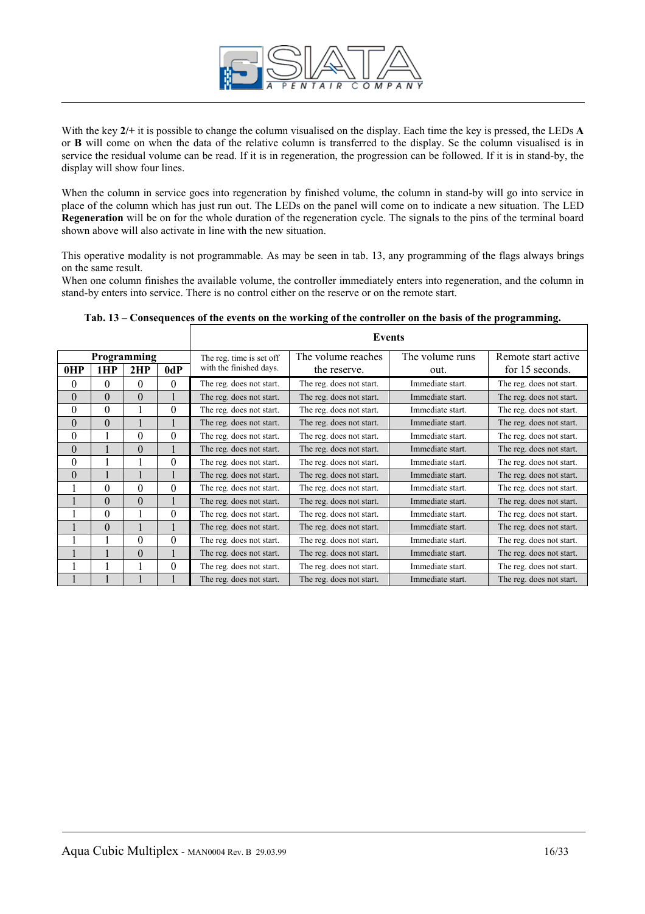With the key **2/+** it is possible to change the column visualised on the display. Each time the key is pressed, the LEDs **A** or **B** will come on when the data of the relative column is transferred to the display. Se the column visualised is in service the residual volume can be read. If it is in regeneration, the progression can be followed. If it is in stand-by, the display will show four lines.

When the column in service goes into regeneration by finished volume, the column in stand-by will go into service in place of the column which has just run out. The LEDs on the panel will come on to indicate a new situation. The LED **Regeneration** will be on for the whole duration of the regeneration cycle. The signals to the pins of the terminal board shown above will also activate in line with the new situation.

This operative modality is not programmable. As may be seen in tab. 13, any programming of the flags always brings on the same result.
When one column finishes the available volume, the controller immediately enters into regeneration, and the column in stand-by enters into service. There is no control either on the reserve or on the remote start.

**Tab. 13 – Consequences of the events on the working of the controller on the basis of the programming.**

| Programming | | | | Events | | | |
|---|---|---|---|---|---|---|---|
| **0HP** | **1HP** | **2HP** | **0dP** | The reg. time is set off with the finished days. | The volume reaches the reserve. | The volume runs out. | Remote start active for 15 seconds. |
| 0 | 0 | 0 | 0 | The reg. does not start. | The reg. does not start. | Immediate start. | The reg. does not start. |
| 0 | 0 | 0 | 1 | The reg. does not start. | The reg. does not start. | Immediate start. | The reg. does not start. |
| 0 | 0 | 1 | 0 | The reg. does not start. | The reg. does not start. | Immediate start. | The reg. does not start. |
| 0 | 0 | 1 | 1 | The reg. does not start. | The reg. does not start. | Immediate start. | The reg. does not start. |
| 0 | 1 | 0 | 0 | The reg. does not start. | The reg. does not start. | Immediate start. | The reg. does not start. |
| 0 | 1 | 0 | 1 | The reg. does not start. | The reg. does not start. | Immediate start. | The reg. does not start. |
| 0 | 1 | 1 | 0 | The reg. does not start. | The reg. does not start. | Immediate start. | The reg. does not start. |
| 0 | 1 | 1 | 1 | The reg. does not start. | The reg. does not start. | Immediate start. | The reg. does not start. |
| 1 | 0 | 0 | 0 | The reg. does not start. | The reg. does not start. | Immediate start. | The reg. does not start. |
| 1 | 0 | 0 | 1 | The reg. does not start. | The reg. does not start. | Immediate start. | The reg. does not start. |
| 1 | 0 | 1 | 0 | The reg. does not start. | The reg. does not start. | Immediate start. | The reg. does not start. |
| 1 | 0 | 1 | 1 | The reg. does not start. | The reg. does not start. | Immediate start. | The reg. does not start. |
| 1 | 1 | 0 | 0 | The reg. does not start. | The reg. does not start. | Immediate start. | The reg. does not start. |
| 1 | 1 | 0 | 1 | The reg. does not start. | The reg. does not start. | Immediate start. | The reg. does not start. |
| 1 | 1 | 1 | 0 | The reg. does not start. | The reg. does not start. | Immediate start. | The reg. does not start. |
| 1 | 1 | 1 | 1 | The reg. does not start. | The reg. does not start. | Immediate start. | The reg. does not start. |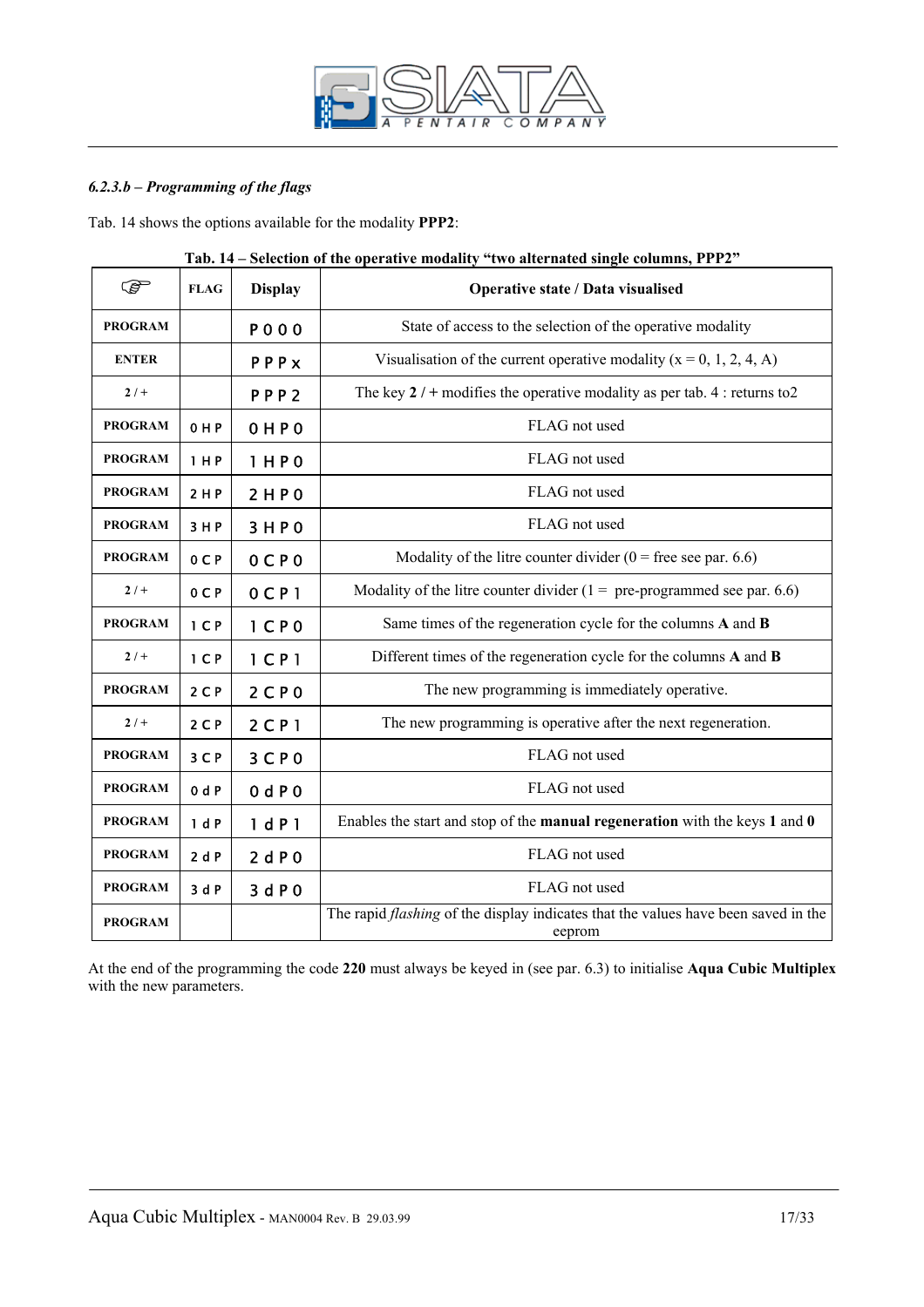### *6.2.3.b – Programming of the flags*

Tab. 14 shows the options available for the modality **PPP2**:

**Tab. 14 – Selection of the operative modality "two alternated single columns, PPP2"**

| ☞ | FLAG | Display | Operative state / Data visualised |
|---|---|---|---|
| **PROGRAM** | | P 0 0 0 | State of access to the selection of the operative modality |
| **ENTER** | | P P P x | Visualisation of the current operative modality (x = 0, 1, 2, 4, A) |
| **2 / +** | | P P P 2 | The key **2 / +** modifies the operative modality as per tab. 4 : returns to2 |
| **PROGRAM** | 0 H P | 0 H P 0 | FLAG not used |
| **PROGRAM** | 1 H P | 1 H P 0 | FLAG not used |
| **PROGRAM** | 2 H P | 2 H P 0 | FLAG not used |
| **PROGRAM** | 3 H P | 3 H P 0 | FLAG not used |
| **PROGRAM** | 0 C P | 0 C P 0 | Modality of the litre counter divider (0 = free see par. 6.6) |
| **2 / +** | 0 C P | 0 C P 1 | Modality of the litre counter divider (1 = pre-programmed see par. 6.6) |
| **PROGRAM** | 1 C P | 1 C P 0 | Same times of the regeneration cycle for the columns **A** and **B** |
| **2 / +** | 1 C P | 1 C P 1 | Different times of the regeneration cycle for the columns **A** and **B** |
| **PROGRAM** | 2 C P | 2 C P 0 | The new programming is immediately operative. |
| **2 / +** | 2 C P | 2 C P 1 | The new programming is operative after the next regeneration. |
| **PROGRAM** | 3 C P | 3 C P 0 | FLAG not used |
| **PROGRAM** | 0 d P | 0 d P 0 | FLAG not used |
| **PROGRAM** | 1 d P | 1 d P 1 | Enables the start and stop of the **manual regeneration** with the keys **1** and **0** |
| **PROGRAM** | 2 d P | 2 d P 0 | FLAG not used |
| **PROGRAM** | 3 d P | 3 d P 0 | FLAG not used |
| **PROGRAM** | | | The rapid *flashing* of the display indicates that the values have been saved in the eeprom |

At the end of the programming the code **220** must always be keyed in (see par. 6.3) to initialise **Aqua Cubic Multiplex** with the new parameters.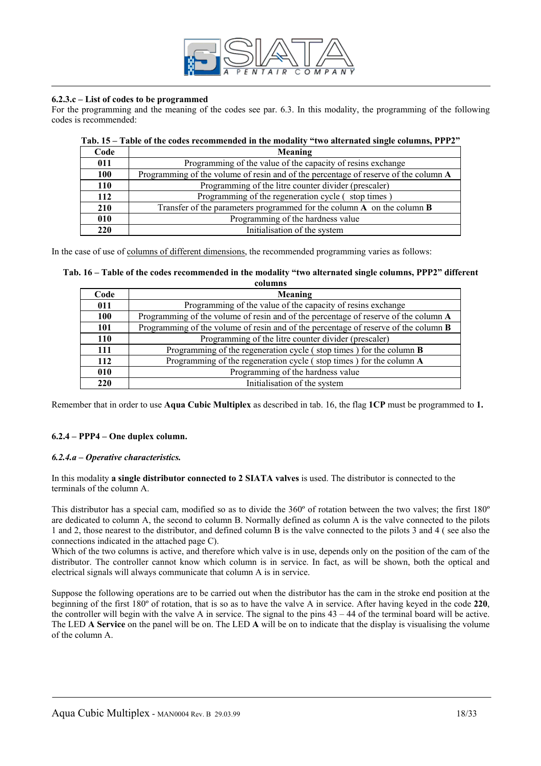#### 6.2.3.c – List of codes to be programmed

For the programming and the meaning of the codes see par. 6.3. In this modality, the programming of the following codes is recommended:

**Tab. 15 – Table of the codes recommended in the modality "two alternated single columns, PPP2"**

| Code | Meaning |
|---|---|
| **011** | Programming of the value of the capacity of resins exchange |
| **100** | Programming of the volume of resin and of the percentage of reserve of the column **A** |
| **110** | Programming of the litre counter divider (prescaler) |
| **112** | Programming of the regeneration cycle ( stop times ) |
| **210** | Transfer of the parameters programmed for the column **A** on the column **B** |
| **010** | Programming of the hardness value |
| **220** | Initialisation of the system |

In the case of use of columns of different dimensions, the recommended programming varies as follows:

**Tab. 16 – Table of the codes recommended in the modality "two alternated single columns, PPP2" different columns**

| Code | Meaning |
|---|---|
| **011** | Programming of the value of the capacity of resins exchange |
| **100** | Programming of the volume of resin and of the percentage of reserve of the column **A** |
| **101** | Programming of the volume of resin and of the percentage of reserve of the column **B** |
| **110** | Programming of the litre counter divider (prescaler) |
| **111** | Programming of the regeneration cycle ( stop times ) for the column **B** |
| **112** | Programming of the regeneration cycle ( stop times ) for the column **A** |
| **010** | Programming of the hardness value |
| **220** | Initialisation of the system |

Remember that in order to use **Aqua Cubic Multiplex** as described in tab. 16, the flag **1CP** must be programmed to **1.**

### 6.2.4 – PPP4 – One duplex column.

#### *6.2.4.a – Operative characteristics.*

In this modality **a single distributor connected to 2 SIATA valves** is used. The distributor is connected to the terminals of the column A.

This distributor has a special cam, modified so as to divide the 360º of rotation between the two valves; the first 180º are dedicated to column A, the second to column B. Normally defined as column A is the valve connected to the pilots 1 and 2, those nearest to the distributor, and defined column B is the valve connected to the pilots 3 and 4 ( see also the connections indicated in the attached page C).
Which of the two columns is active, and therefore which valve is in use, depends only on the position of the cam of the distributor. The controller cannot know which column is in service. In fact, as will be shown, both the optical and electrical signals will always communicate that column A is in service.

Suppose the following operations are to be carried out when the distributor has the cam in the stroke end position at the beginning of the first 180º of rotation, that is so as to have the valve A in service. After having keyed in the code **220**, the controller will begin with the valve A in service. The signal to the pins 43 – 44 of the terminal board will be active. The LED **A Service** on the panel will be on. The LED **A** will be on to indicate that the display is visualising the volume of the column A.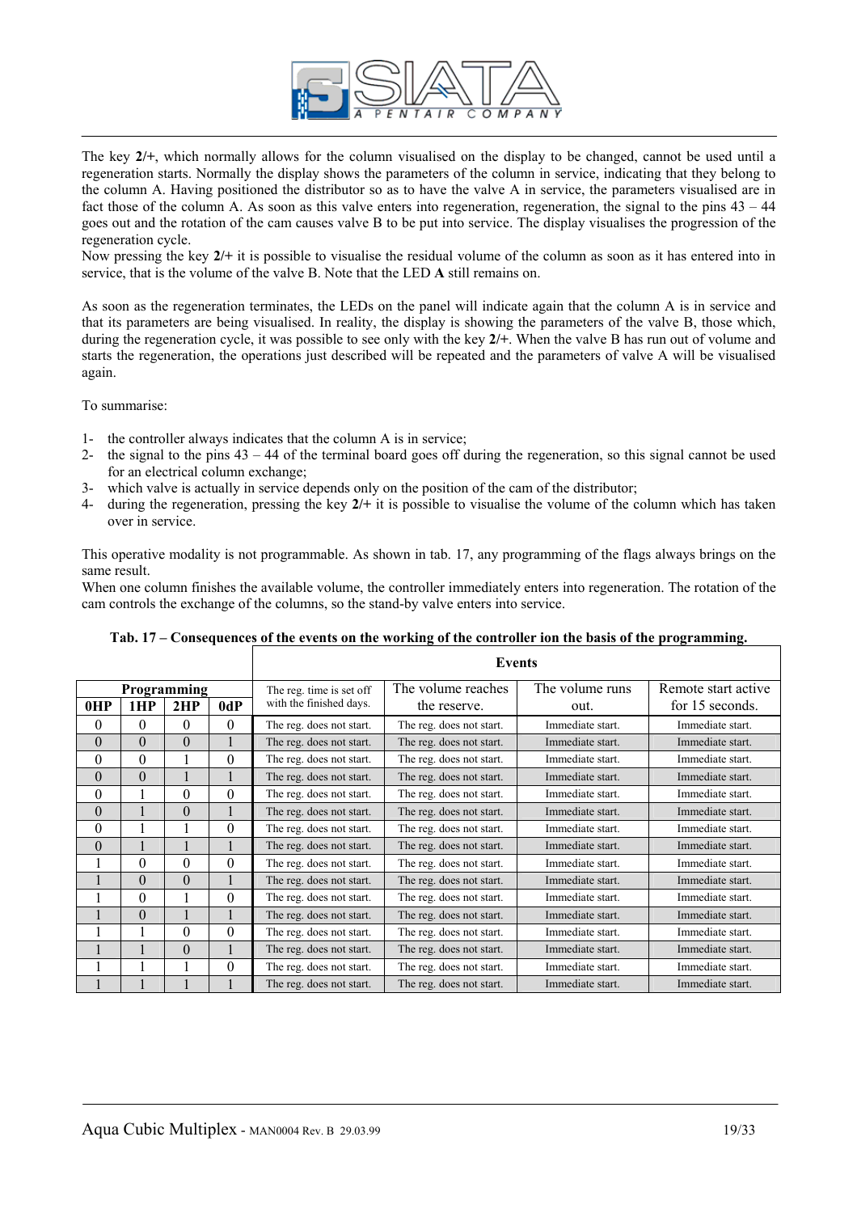The key **2/+**, which normally allows for the column visualised on the display to be changed, cannot be used until a regeneration starts. Normally the display shows the parameters of the column in service, indicating that they belong to the column A. Having positioned the distributor so as to have the valve A in service, the parameters visualised are in fact those of the column A. As soon as this valve enters into regeneration, regeneration, the signal to the pins 43 – 44 goes out and the rotation of the cam causes valve B to be put into service. The display visualises the progression of the regeneration cycle.
Now pressing the key **2/+** it is possible to visualise the residual volume of the column as soon as it has entered into in service, that is the volume of the valve B. Note that the LED **A** still remains on.

As soon as the regeneration terminates, the LEDs on the panel will indicate again that the column A is in service and that its parameters are being visualised. In reality, the display is showing the parameters of the valve B, those which, during the regeneration cycle, it was possible to see only with the key **2/+**. When the valve B has run out of volume and starts the regeneration, the operations just described will be repeated and the parameters of valve A will be visualised again.

To summarise:

1- the controller always indicates that the column A is in service;
2- the signal to the pins 43 – 44 of the terminal board goes off during the regeneration, so this signal cannot be used for an electrical column exchange;
3- which valve is actually in service depends only on the position of the cam of the distributor;
4- during the regeneration, pressing the key **2/+** it is possible to visualise the volume of the column which has taken over in service.

This operative modality is not programmable. As shown in tab. 17, any programming of the flags always brings on the same result.
When one column finishes the available volume, the controller immediately enters into regeneration. The rotation of the cam controls the exchange of the columns, so the stand-by valve enters into service.

**Tab. 17 – Consequences of the events on the working of the controller ion the basis of the programming.**

| Programming | | | | Events | | | |
|---|---|---|---|---|---|---|---|
| **0HP** | **1HP** | **2HP** | **0dP** | The reg. time is set off with the finished days. | The volume reaches the reserve. | The volume runs out. | Remote start active for 15 seconds. |
| 0 | 0 | 0 | 0 | The reg. does not start. | The reg. does not start. | Immediate start. | Immediate start. |
| 0 | 0 | 0 | 1 | The reg. does not start. | The reg. does not start. | Immediate start. | Immediate start. |
| 0 | 0 | 1 | 0 | The reg. does not start. | The reg. does not start. | Immediate start. | Immediate start. |
| 0 | 0 | 1 | 1 | The reg. does not start. | The reg. does not start. | Immediate start. | Immediate start. |
| 0 | 1 | 0 | 0 | The reg. does not start. | The reg. does not start. | Immediate start. | Immediate start. |
| 0 | 1 | 0 | 1 | The reg. does not start. | The reg. does not start. | Immediate start. | Immediate start. |
| 0 | 1 | 1 | 0 | The reg. does not start. | The reg. does not start. | Immediate start. | Immediate start. |
| 0 | 1 | 1 | 1 | The reg. does not start. | The reg. does not start. | Immediate start. | Immediate start. |
| 1 | 0 | 0 | 0 | The reg. does not start. | The reg. does not start. | Immediate start. | Immediate start. |
| 1 | 0 | 0 | 1 | The reg. does not start. | The reg. does not start. | Immediate start. | Immediate start. |
| 1 | 0 | 1 | 0 | The reg. does not start. | The reg. does not start. | Immediate start. | Immediate start. |
| 1 | 0 | 1 | 1 | The reg. does not start. | The reg. does not start. | Immediate start. | Immediate start. |
| 1 | 1 | 0 | 0 | The reg. does not start. | The reg. does not start. | Immediate start. | Immediate start. |
| 1 | 1 | 0 | 1 | The reg. does not start. | The reg. does not start. | Immediate start. | Immediate start. |
| 1 | 1 | 1 | 0 | The reg. does not start. | The reg. does not start. | Immediate start. | Immediate start. |
| 1 | 1 | 1 | 1 | The reg. does not start. | The reg. does not start. | Immediate start. | Immediate start. |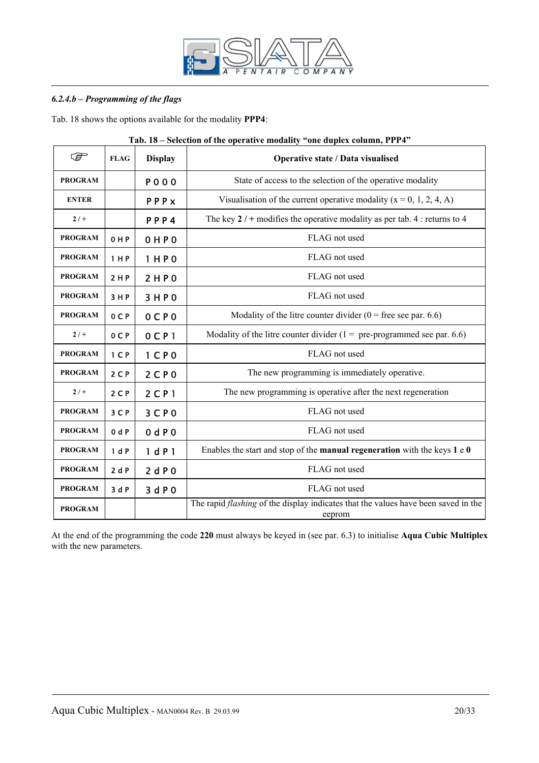### *6.2.4.b – Programming of the flags*

Tab. 18 shows the options available for the modality **PPP4**:

**Tab. 18 – Selection of the operative modality "one duplex column, PPP4"**

| ☞ | FLAG | Display | Operative state / Data visualised |
|---|---|---|---|
| PROGRAM | | P 0 0 0 | State of access to the selection of the operative modality |
| ENTER | | P P P x | Visualisation of the current operative modality (x = 0, 1, 2, 4, A) |
| 2 / + | | P P P 4 | The key **2** / + modifies the operative modality as per tab. 4 : returns to 4 |
| PROGRAM | 0 H P | 0 H P 0 | FLAG not used |
| PROGRAM | 1 H P | 1 H P 0 | FLAG not used |
| PROGRAM | 2 H P | 2 H P 0 | FLAG not used |
| PROGRAM | 3 H P | 3 H P 0 | FLAG not used |
| PROGRAM | 0 C P | 0 C P 0 | Modality of the litre counter divider (0 = free see par. 6.6) |
| 2 / + | 0 C P | 0 C P 1 | Modality of the litre counter divider (1 = pre-programmed see par. 6.6) |
| PROGRAM | 1 C P | 1 C P 0 | FLAG not used |
| PROGRAM | 2 C P | 2 C P 0 | The new programming is immediately operative. |
| 2 / + | 2 C P | 2 C P 1 | The new programming is operative after the next regeneration |
| PROGRAM | 3 C P | 3 C P 0 | FLAG not used |
| PROGRAM | 0 d P | 0 d P 0 | FLAG not used |
| PROGRAM | 1 d P | 1 d P 1 | Enables the start and stop of the **manual regeneration** with the keys **1** e **0** |
| PROGRAM | 2 d P | 2 d P 0 | FLAG not used |
| PROGRAM | 3 d P | 3 d P 0 | FLAG not used |
| PROGRAM | | | The rapid *flashing* of the display indicates that the values have been saved in the eeprom |

At the end of the programming the code **220** must always be keyed in (see par. 6.3) to initialise **Aqua Cubic Multiplex** with the new parameters.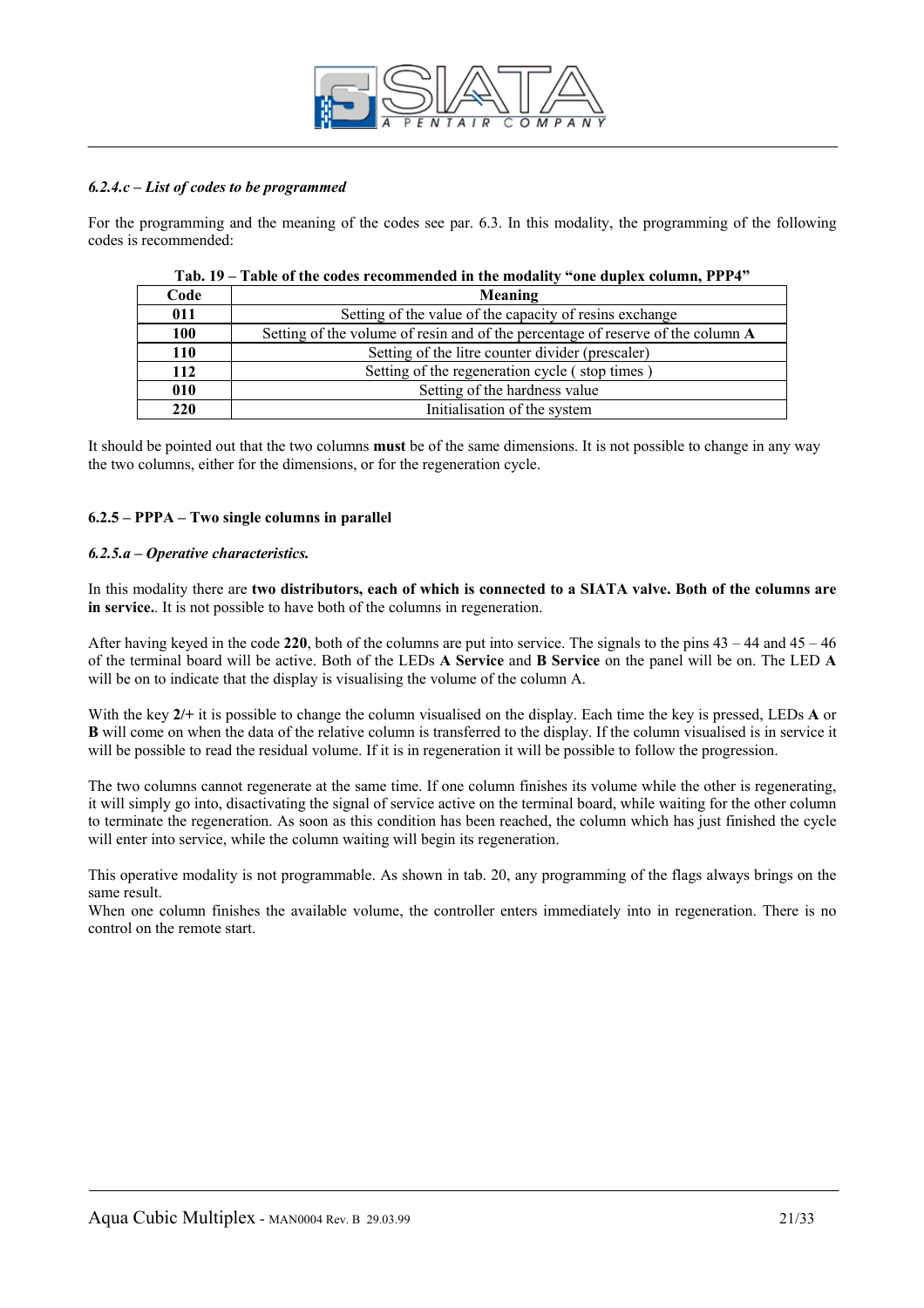*6.2.4.c – List of codes to be programmed*

For the programming and the meaning of the codes see par. 6.3. In this modality, the programming of the following codes is recommended:

**Tab. 19 – Table of the codes recommended in the modality “one duplex column, PPP4”**

| Code | Meaning |
|---|---|
| **011** | Setting of the value of the capacity of resins exchange |
| **100** | Setting of the volume of resin and of the percentage of reserve of the column **A** |
| **110** | Setting of the litre counter divider (prescaler) |
| **112** | Setting of the regeneration cycle ( stop times ) |
| **010** | Setting of the hardness value |
| **220** | Initialisation of the system |

It should be pointed out that the two columns **must** be of the same dimensions. It is not possible to change in any way the two columns, either for the dimensions, or for the regeneration cycle.

**6.2.5 – PPPA – Two single columns in parallel**

***6.2.5.a – Operative characteristics.***

In this modality there are **two distributors, each of which is connected to a SIATA valve. Both of the columns are in service.**. It is not possible to have both of the columns in regeneration.

After having keyed in the code **220**, both of the columns are put into service. The signals to the pins 43 – 44 and 45 – 46 of the terminal board will be active. Both of the LEDs **A Service** and **B Service** on the panel will be on. The LED **A** will be on to indicate that the display is visualising the volume of the column A.

With the key **2/+** it is possible to change the column visualised on the display. Each time the key is pressed, LEDs **A** or **B** will come on when the data of the relative column is transferred to the display. If the column visualised is in service it will be possible to read the residual volume. If it is in regeneration it will be possible to follow the progression.

The two columns cannot regenerate at the same time. If one column finishes its volume while the other is regenerating, it will simply go into, disactivating the signal of service active on the terminal board, while waiting for the other column to terminate the regeneration. As soon as this condition has been reached, the column which has just finished the cycle will enter into service, while the column waiting will begin its regeneration.

This operative modality is not programmable. As shown in tab. 20, any programming of the flags always brings on the same result.
When one column finishes the available volume, the controller enters immediately into in regeneration. There is no control on the remote start.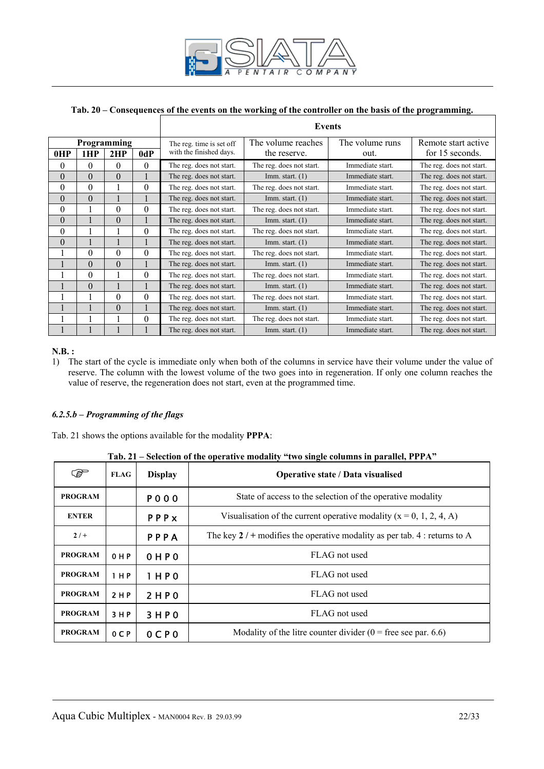**Tab. 20 – Consequences of the events on the working of the controller on the basis of the programming.**

| Programming | | | | Events | | | |
|---|---|---|---|---|---|---|---|
| 0HP | 1HP | 2HP | 0dP | The reg. time is set off with the finished days. | The volume reaches the reserve. | The volume runs out. | Remote start active for 15 seconds. |
| 0 | 0 | 0 | 0 | The reg. does not start. | The reg. does not start. | Immediate start. | The reg. does not start. |
| 0 | 0 | 0 | 1 | The reg. does not start. | Imm. start. (1) | Immediate start. | The reg. does not start. |
| 0 | 0 | 1 | 0 | The reg. does not start. | The reg. does not start. | Immediate start. | The reg. does not start. |
| 0 | 0 | 1 | 1 | The reg. does not start. | Imm. start. (1) | Immediate start. | The reg. does not start. |
| 0 | 1 | 0 | 0 | The reg. does not start. | The reg. does not start. | Immediate start. | The reg. does not start. |
| 0 | 1 | 0 | 1 | The reg. does not start. | Imm. start. (1) | Immediate start. | The reg. does not start. |
| 0 | 1 | 1 | 0 | The reg. does not start. | The reg. does not start. | Immediate start. | The reg. does not start. |
| 0 | 1 | 1 | 1 | The reg. does not start. | Imm. start. (1) | Immediate start. | The reg. does not start. |
| 1 | 0 | 0 | 0 | The reg. does not start. | The reg. does not start. | Immediate start. | The reg. does not start. |
| 1 | 0 | 0 | 1 | The reg. does not start. | Imm. start. (1) | Immediate start. | The reg. does not start. |
| 1 | 0 | 1 | 0 | The reg. does not start. | The reg. does not start. | Immediate start. | The reg. does not start. |
| 1 | 0 | 1 | 1 | The reg. does not start. | Imm. start. (1) | Immediate start. | The reg. does not start. |
| 1 | 1 | 0 | 0 | The reg. does not start. | The reg. does not start. | Immediate start. | The reg. does not start. |
| 1 | 1 | 0 | 1 | The reg. does not start. | Imm. start. (1) | Immediate start. | The reg. does not start. |
| 1 | 1 | 1 | 0 | The reg. does not start. | The reg. does not start. | Immediate start. | The reg. does not start. |
| 1 | 1 | 1 | 1 | The reg. does not start. | Imm. start. (1) | Immediate start. | The reg. does not start. |

**N.B. :**

1) The start of the cycle is immediate only when both of the columns in service have their volume under the value of reserve. The column with the lowest volume of the two goes into in regeneration. If only one column reaches the value of reserve, the regeneration does not start, even at the programmed time.

### *6.2.5.b – Programming of the flags*

Tab. 21 shows the options available for the modality **PPPA**:

**Tab. 21 – Selection of the operative modality "two single columns in parallel, PPPA"**

| ☞ | FLAG | Display | Operative state / Data visualised |
|---|---|---|---|
| **PROGRAM** | | P 0 0 0 | State of access to the selection of the operative modality |
| **ENTER** | | P P P x | Visualisation of the current operative modality (x = 0, 1, 2, 4, A) |
| **2 / +** | | P P P A | The key **2** / + modifies the operative modality as per tab. 4 : returns to A |
| **PROGRAM** | 0 H P | 0 H P 0 | FLAG not used |
| **PROGRAM** | 1 H P | 1 H P 0 | FLAG not used |
| **PROGRAM** | 2 H P | 2 H P 0 | FLAG not used |
| **PROGRAM** | 3 H P | 3 H P 0 | FLAG not used |
| **PROGRAM** | 0 C P | 0 C P 0 | Modality of the litre counter divider (0 = free see par. 6.6) |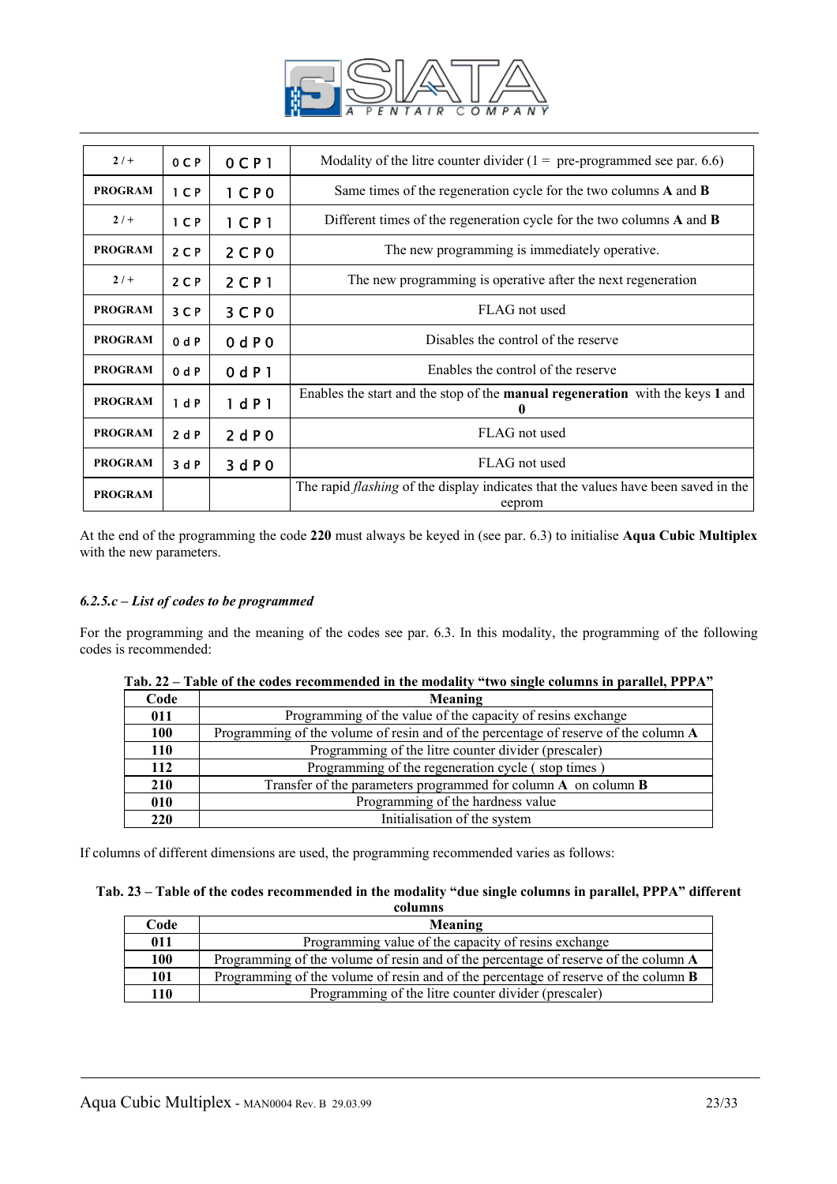| 2 / + | 0 C P | 0 C P 1 | Modality of the litre counter divider (1 =  pre-programmed see par. 6.6) |
|---|---|---|---|
| **PROGRAM** | 1 C P | 1 C P 0 | Same times of the regeneration cycle for the two columns **A** and **B** |
| 2 / + | 1 C P | 1 C P 1 | Different times of the regeneration cycle for the two columns **A** and **B** |
| **PROGRAM** | 2 C P | 2 C P 0 | The new programming is immediately operative. |
| 2 / + | 2 C P | 2 C P 1 | The new programming is operative after the next regeneration |
| **PROGRAM** | 3 C P | 3 C P 0 | FLAG not used |
| **PROGRAM** | 0 d P | 0 d P 0 | Disables the control of the reserve |
| **PROGRAM** | 0 d P | 0 d P 1 | Enables the control of the reserve |
| **PROGRAM** | 1 d P | 1 d P 1 | Enables the start and the stop of the **manual regeneration** with the keys **1** and **0** |
| **PROGRAM** | 2 d P | 2 d P 0 | FLAG not used |
| **PROGRAM** | 3 d P | 3 d P 0 | FLAG not used |
| **PROGRAM** | | | The rapid *flashing* of the display indicates that the values have been saved in the eeprom |

At the end of the programming the code **220** must always be keyed in (see par. 6.3) to initialise **Aqua Cubic Multiplex** with the new parameters.

#### *6.2.5.c – List of codes to be programmed*

For the programming and the meaning of the codes see par. 6.3. In this modality, the programming of the following codes is recommended:

**Tab. 22 – Table of the codes recommended in the modality "two single columns in parallel, PPPA"**

| Code | Meaning |
|---|---|
| **011** | Programming of the value of the capacity of resins exchange |
| **100** | Programming of the volume of resin and of the percentage of reserve of the column **A** |
| **110** | Programming of the litre counter divider (prescaler) |
| **112** | Programming of the regeneration cycle ( stop times ) |
| **210** | Transfer of the parameters programmed for column **A** on column **B** |
| **010** | Programming of the hardness value |
| **220** | Initialisation of the system |

If columns of different dimensions are used, the programming recommended varies as follows:

**Tab. 23 – Table of the codes recommended in the modality "due single columns in parallel, PPPA" different columns**

| Code | Meaning |
|---|---|
| **011** | Programming value of the capacity of resins exchange |
| **100** | Programming of the volume of resin and of the percentage of reserve of the column **A** |
| **101** | Programming of the volume of resin and of the percentage of reserve of the column **B** |
| **110** | Programming of the litre counter divider (prescaler) |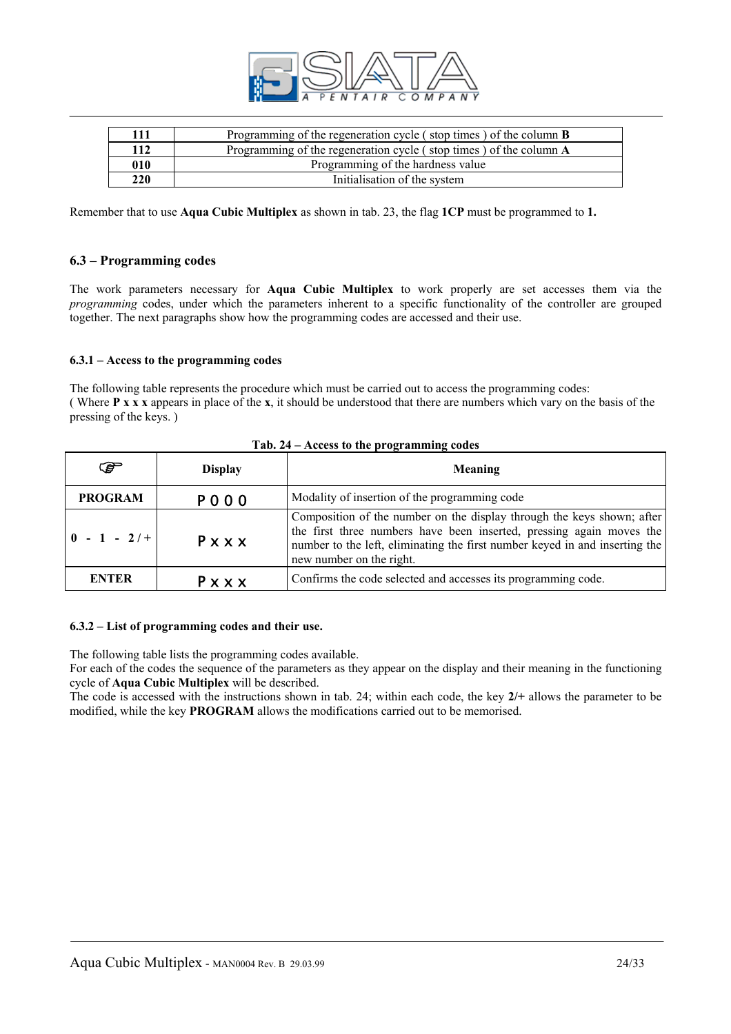| 111 | Programming of the regeneration cycle ( stop times ) of the column **B** |
|---|---|
| 112 | Programming of the regeneration cycle ( stop times ) of the column **A** |
| 010 | Programming of the hardness value |
| 220 | Initialisation of the system |

Remember that to use **Aqua Cubic Multiplex** as shown in tab. 23, the flag **1CP** must be programmed to **1.**

### 6.3 – Programming codes

The work parameters necessary for **Aqua Cubic Multiplex** to work properly are set accesses them via the *programming* codes, under which the parameters inherent to a specific functionality of the controller are grouped together. The next paragraphs show how the programming codes are accessed and their use.

#### 6.3.1 – Access to the programming codes

The following table represents the procedure which must be carried out to access the programming codes:
( Where **P x x x** appears in place of the **x**, it should be understood that there are numbers which vary on the basis of the pressing of the keys. )

**Tab. 24 – Access to the programming codes**

| ☞ | Display | Meaning |
|---|---|---|
| **PROGRAM** | P000 | Modality of insertion of the programming code |
| **0 - 1 - 2/+** | Pxxx | Composition of the number on the display through the keys shown; after the first three numbers have been inserted, pressing again moves the number to the left, eliminating the first number keyed in and inserting the new number on the right. |
| **ENTER** | Pxxx | Confirms the code selected and accesses its programming code. |

#### 6.3.2 – List of programming codes and their use.

The following table lists the programming codes available.
For each of the codes the sequence of the parameters as they appear on the display and their meaning in the functioning cycle of **Aqua Cubic Multiplex** will be described.
The code is accessed with the instructions shown in tab. 24; within each code, the key **2/+** allows the parameter to be modified, while the key **PROGRAM** allows the modifications carried out to be memorised.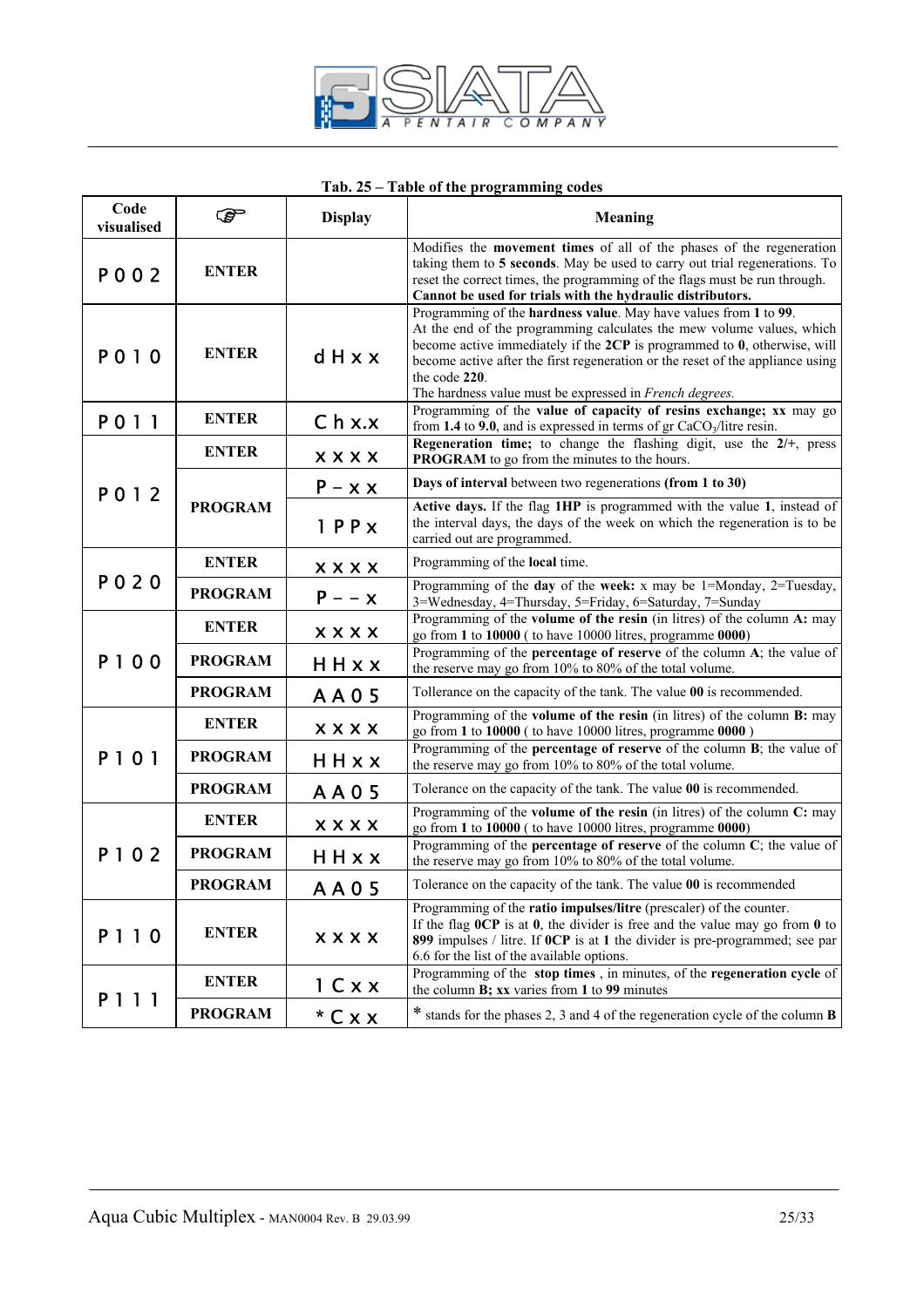**Tab. 25 – Table of the programming codes**

| Code visualised | ☞ | Display | Meaning |
|---|---|---|---|
| P 0 0 2 | ENTER | | Modifies the **movement times** of all of the phases of the regeneration taking them to **5 seconds**. May be used to carry out trial regenerations. To reset the correct times, the programming of the flags must be run through. **Cannot be used for trials with the hydraulic distributors.** |
| P 0 1 0 | ENTER | d H x x | Programming of the **hardness value**. May have values from **1** to **99**. At the end of the programming calculates the mew volume values, which become active immediately if the **2CP** is programmed to **0**, otherwise, will become active after the first regeneration or the reset of the appliance using the code **220**. The hardness value must be expressed in *French degrees.* |
| P 0 1 1 | ENTER | C h x.x | Programming of the **value of capacity of resins exchange; xx** may go from **1.4** to **9.0**, and is expressed in terms of gr $CaCO_3$/litre resin. |
| P 0 1 2 | ENTER | x x x x | **Regeneration time;** to change the flashing digit, use the **2/+**, press **PROGRAM** to go from the minutes to the hours. |
| | PROGRAM | P – x x | **Days of interval** between two regenerations **(from 1 to 30)** |
| | | 1 P P x | **Active days.** If the flag **1HP** is programmed with the value **1**, instead of the interval days, the days of the week on which the regeneration is to be carried out are programmed. |
| P 0 2 0 | ENTER | x x x x | Programming of the **local** time. |
| | PROGRAM | P – – x | Programming of the **day** of the **week:** x may be 1=Monday, 2=Tuesday, 3=Wednesday, 4=Thursday, 5=Friday, 6=Saturday, 7=Sunday |
| P 1 0 0 | ENTER | x x x x | Programming of the **volume of the resin** (in litres) of the column **A:** may go from **1** to **10000** ( to have 10000 litres, programme **0000**) |
| | PROGRAM | H H x x | Programming of the **percentage of reserve** of the column **A**; the value of the reserve may go from 10% to 80% of the total volume. |
| | PROGRAM | A A 0 5 | Tollerance on the capacity of the tank. The value **00** is recommended. |
| P 1 0 1 | ENTER | x x x x | Programming of the **volume of the resin** (in litres) of the column **B:** may go from **1** to **10000** ( to have 10000 litres, programme **0000** ) |
| | PROGRAM | H H x x | Programming of the **percentage of reserve** of the column **B**; the value of the reserve may go from 10% to 80% of the total volume. |
| | PROGRAM | A A 0 5 | Tolerance on the capacity of the tank. The value **00** is recommended. |
| P 1 0 2 | ENTER | x x x x | Programming of the **volume of the resin** (in litres) of the column **C:** may go from **1** to **10000** ( to have 10000 litres, programme **0000)** |
| | PROGRAM | H H x x | Programming of the **percentage of reserve** of the column **C**; the value of the reserve may go from 10% to 80% of the total volume. |
| | PROGRAM | A A 0 5 | Tolerance on the capacity of the tank. The value **00** is recommended |
| P 1 1 0 | ENTER | x x x x | Programming of the **ratio impulses/litre** (prescaler) of the counter. If the flag **0CP** is at **0**, the divider is free and the value may go from **0** to **899** impulses / litre. If **0CP** is at **1** the divider is pre-programmed; see par 6.6 for the list of the available options. |
| P 1 1 1 | ENTER | 1 C x x | Programming of the **stop times** , in minutes, of the **regeneration cycle** of the column **B; xx** varies from **1** to **99** minutes |
| | PROGRAM | * C x x | * stands for the phases 2, 3 and 4 of the regeneration cycle of the column **B** |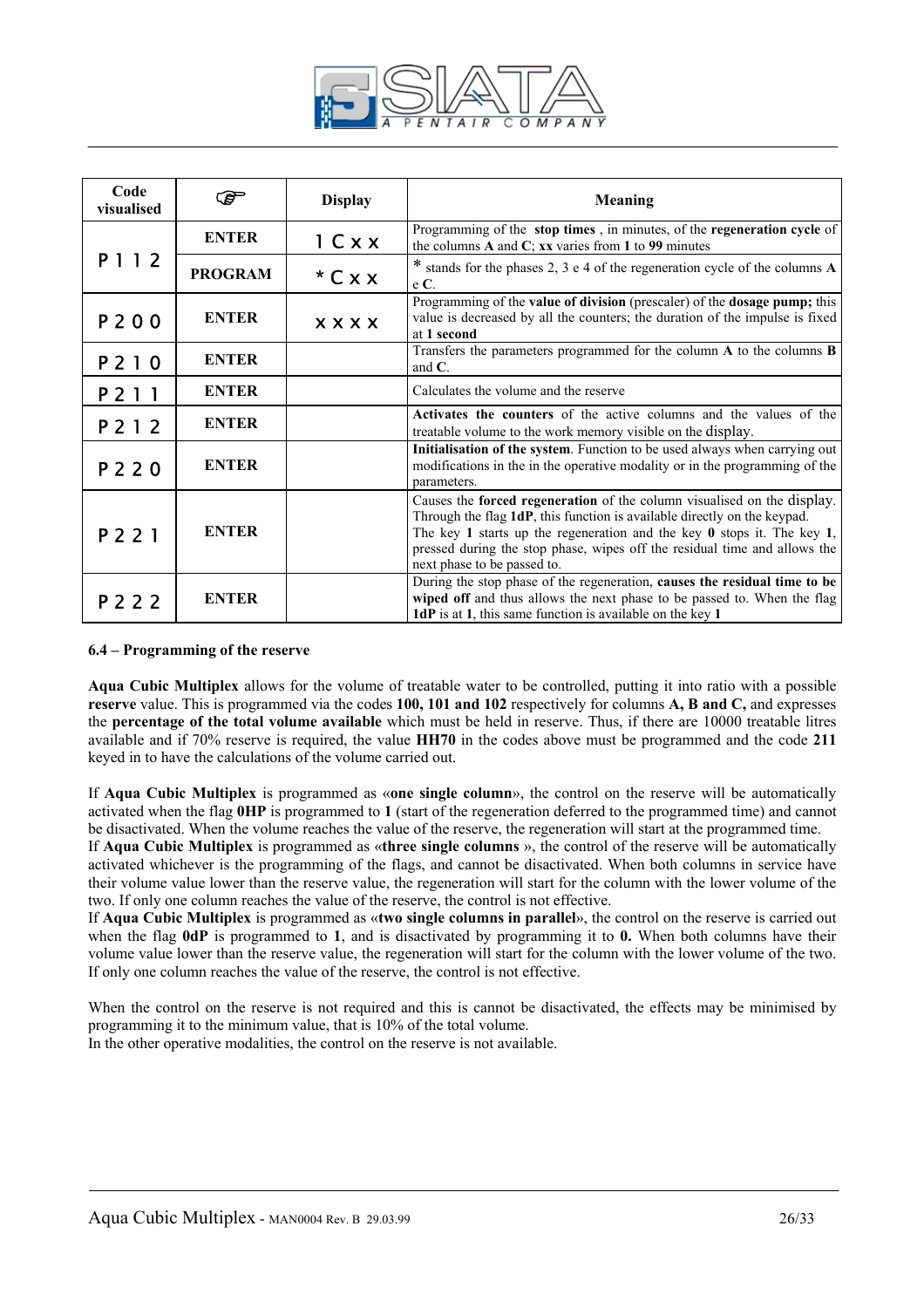| Code visualised | ☞ | Display | Meaning |
|---|---|---|---|
| P 1 1 2 | ENTER | 1 C x x | Programming of the **stop times** , in minutes, of the **regeneration cycle** of the columns **A** and **C**; **xx** varies from **1** to **99** minutes |
| | PROGRAM | * C x x | * stands for the phases 2, 3 e 4 of the regeneration cycle of the columns **A** e **C**. |
| P 2 0 0 | ENTER | x x x x | Programming of the **value of division** (prescaler) of the **dosage pump;** this value is decreased by all the counters; the duration of the impulse is fixed at **1 second** |
| P 2 1 0 | ENTER | | Transfers the parameters programmed for the column **A** to the columns **B** and **C**. |
| P 2 1 1 | ENTER | | Calculates the volume and the reserve |
| P 2 1 2 | ENTER | | **Activates the counters** of the active columns and the values of the treatable volume to the work memory visible on the display. |
| P 2 2 0 | ENTER | | **Initialisation of the system**. Function to be used always when carrying out modifications in the in the operative modality or in the programming of the parameters. |
| P 2 2 1 | ENTER | | Causes the **forced regeneration** of the column visualised on the display. Through the flag **1dP**, this function is available directly on the keypad. The key **1** starts up the regeneration and the key **0** stops it. The key **1**, pressed during the stop phase, wipes off the residual time and allows the next phase to be passed to. |
| P 2 2 2 | ENTER | | During the stop phase of the regeneration, **causes the residual time to be wiped off** and thus allows the next phase to be passed to. When the flag **1dP** is at **1**, this same function is available on the key **1** |

#### 6.4 – Programming of the reserve

**Aqua Cubic Multiplex** allows for the volume of treatable water to be controlled, putting it into ratio with a possible **reserve** value. This is programmed via the codes **100, 101 and 102** respectively for columns **A, B and C,** and expresses the **percentage of the total volume available** which must be held in reserve. Thus, if there are 10000 treatable litres available and if 70% reserve is required, the value **HH70** in the codes above must be programmed and the code **211** keyed in to have the calculations of the volume carried out.

If **Aqua Cubic Multiplex** is programmed as «**one single column**», the control on the reserve will be automatically activated when the flag **0HP** is programmed to **1** (start of the regeneration deferred to the programmed time) and cannot be disactivated. When the volume reaches the value of the reserve, the regeneration will start at the programmed time.
If **Aqua Cubic Multiplex** is programmed as «**three single columns** », the control of the reserve will be automatically activated whichever is the programming of the flags, and cannot be disactivated. When both columns in service have their volume value lower than the reserve value, the regeneration will start for the column with the lower volume of the two. If only one column reaches the value of the reserve, the control is not effective.
If **Aqua Cubic Multiplex** is programmed as «**two single columns in parallel**», the control on the reserve is carried out when the flag **0dP** is programmed to **1**, and is disactivated by programming it to **0.** When both columns have their volume value lower than the reserve value, the regeneration will start for the column with the lower volume of the two. If only one column reaches the value of the reserve, the control is not effective.

When the control on the reserve is not required and this is cannot be disactivated, the effects may be minimised by programming it to the minimum value, that is 10% of the total volume.
In the other operative modalities, the control on the reserve is not available.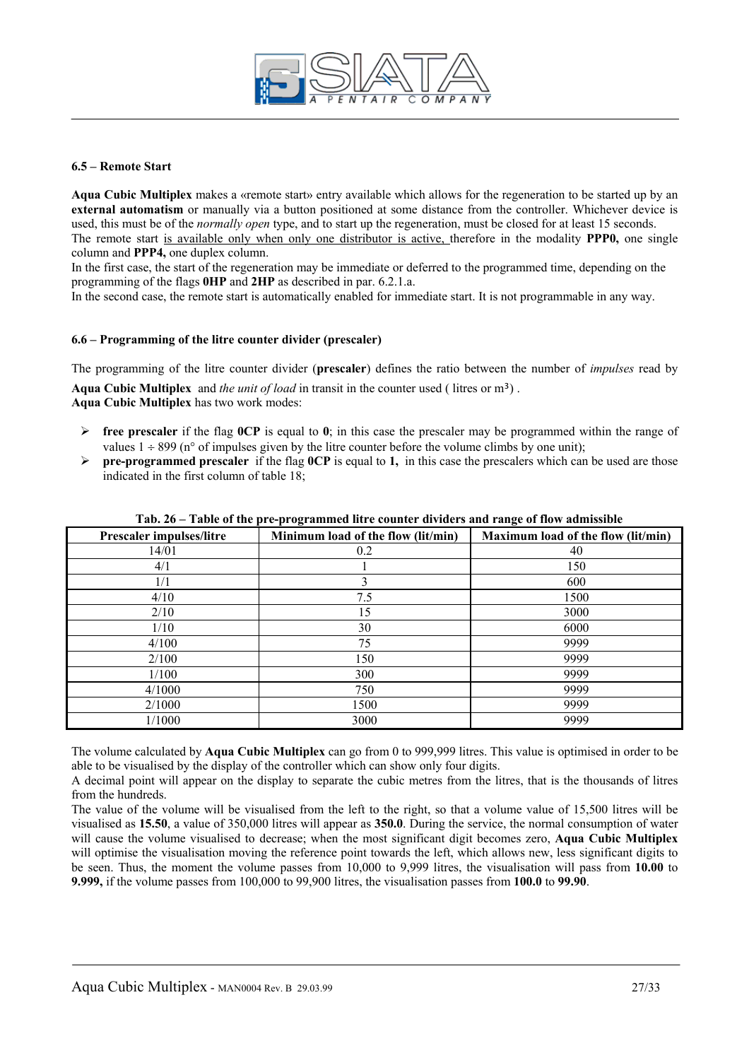#### 6.5 – Remote Start

**Aqua Cubic Multiplex** makes a «remote start» entry available which allows for the regeneration to be started up by an **external automatism** or manually via a button positioned at some distance from the controller. Whichever device is used, this must be of the *normally open* type, and to start up the regeneration, must be closed for at least 15 seconds.
The remote start is available only when only one distributor is active, therefore in the modality **PPP0,** one single column and **PPP4,** one duplex column.
In the first case, the start of the regeneration may be immediate or deferred to the programmed time, depending on the programming of the flags **0HP** and **2HP** as described in par. 6.2.1.a.
In the second case, the remote start is automatically enabled for immediate start. It is not programmable in any way.

#### 6.6 – Programming of the litre counter divider (prescaler)

The programming of the litre counter divider (**prescaler**) defines the ratio between the number of *impulses* read by **Aqua Cubic Multiplex** and *the unit of load* in transit in the counter used ( litres or m³) .
**Aqua Cubic Multiplex** has two work modes:

- **free prescaler** if the flag **0CP** is equal to **0**; in this case the prescaler may be programmed within the range of values 1 ÷ 899 (n° of impulses given by the litre counter before the volume climbs by one unit);
- **pre-programmed prescaler** if the flag **0CP** is equal to **1,** in this case the prescalers which can be used are those indicated in the first column of table 18;

**Tab. 26 – Table of the pre-programmed litre counter dividers and range of flow admissible**

| Prescaler impulses/litre | Minimum load of the flow (lit/min) | Maximum load of the flow (lit/min) |
|---|---|---|
| 14/01 | 0.2 | 40 |
| 4/1 | 1 | 150 |
| 1/1 | 3 | 600 |
| 4/10 | 7.5 | 1500 |
| 2/10 | 15 | 3000 |
| 1/10 | 30 | 6000 |
| 4/100 | 75 | 9999 |
| 2/100 | 150 | 9999 |
| 1/100 | 300 | 9999 |
| 4/1000 | 750 | 9999 |
| 2/1000 | 1500 | 9999 |
| 1/1000 | 3000 | 9999 |

The volume calculated by **Aqua Cubic Multiplex** can go from 0 to 999,999 litres. This value is optimised in order to be able to be visualised by the display of the controller which can show only four digits.
A decimal point will appear on the display to separate the cubic metres from the litres, that is the thousands of litres from the hundreds.
The value of the volume will be visualised from the left to the right, so that a volume value of 15,500 litres will be visualised as **15.50**, a value of 350,000 litres will appear as **350.0**. During the service, the normal consumption of water will cause the volume visualised to decrease; when the most significant digit becomes zero, **Aqua Cubic Multiplex** will optimise the visualisation moving the reference point towards the left, which allows new, less significant digits to be seen. Thus, the moment the volume passes from 10,000 to 9,999 litres, the visualisation will pass from **10.00** to **9.999,** if the volume passes from 100,000 to 99,900 litres, the visualisation passes from **100.0** to **99.90**.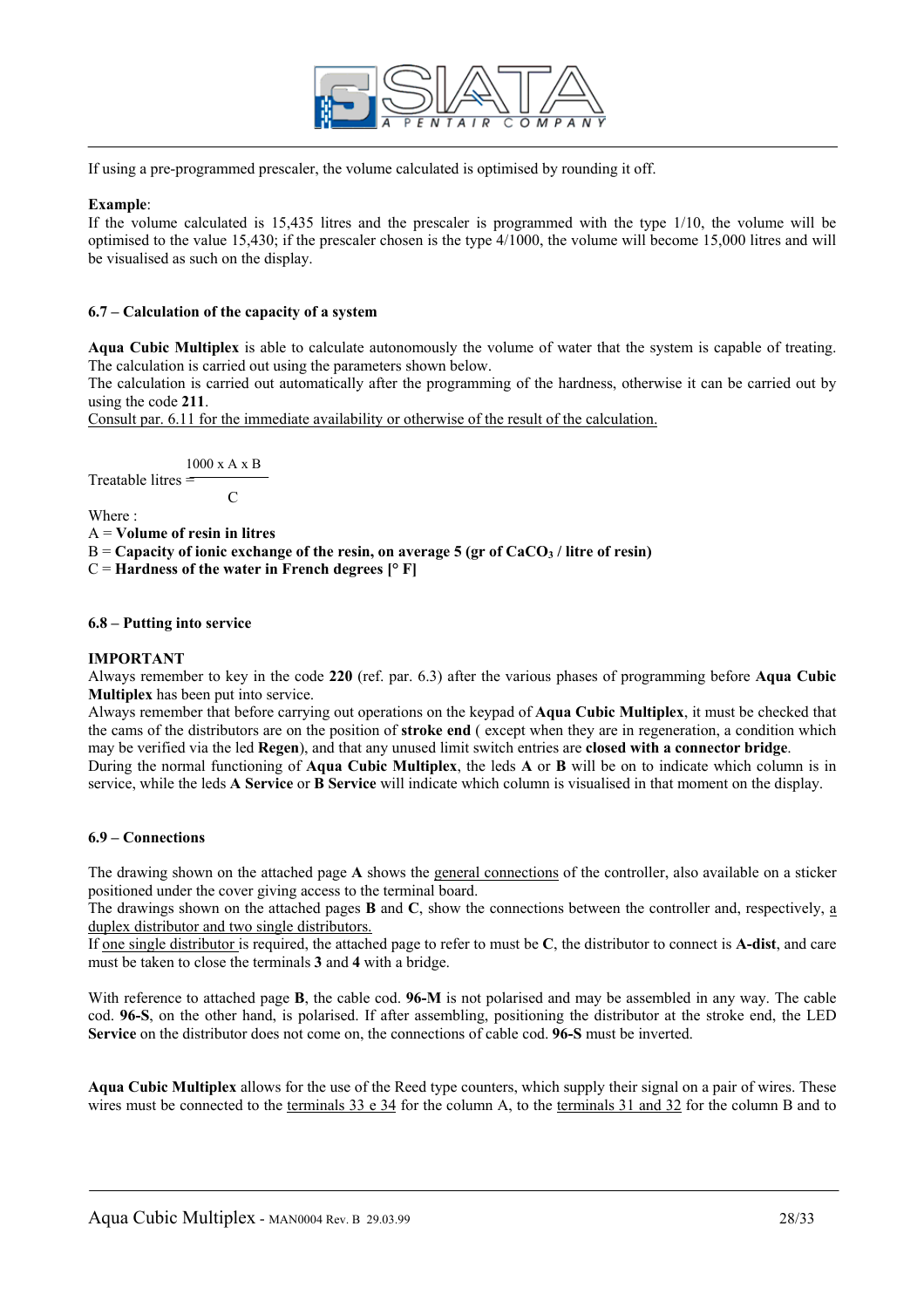If using a pre-programmed prescaler, the volume calculated is optimised by rounding it off.

**Example**:
If the volume calculated is 15,435 litres and the prescaler is programmed with the type 1/10, the volume will be optimised to the value 15,430; if the prescaler chosen is the type 4/1000, the volume will become 15,000 litres and will be visualised as such on the display.

### 6.7 – Calculation of the capacity of a system

**Aqua Cubic Multiplex** is able to calculate autonomously the volume of water that the system is capable of treating. The calculation is carried out using the parameters shown below.
The calculation is carried out automatically after the programming of the hardness, otherwise it can be carried out by using the code **211**.
Consult par. 6.11 for the immediate availability or otherwise of the result of the calculation.

$$\text{Treatable litres} = \frac{1000 \times A \times B}{C}$$

Where :
A = **Volume of resin in litres**
B = **Capacity of ionic exchange of the resin, on average 5 (gr of $CaCO_3$ / litre of resin)**
C = **Hardness of the water in French degrees [° F]**

### 6.8 – Putting into service

**IMPORTANT**
Always remember to key in the code **220** (ref. par. 6.3) after the various phases of programming before **Aqua Cubic Multiplex** has been put into service.
Always remember that before carrying out operations on the keypad of **Aqua Cubic Multiplex**, it must be checked that the cams of the distributors are on the position of **stroke end** ( except when they are in regeneration, a condition which may be verified via the led **Regen**), and that any unused limit switch entries are **closed with a connector bridge**.
During the normal functioning of **Aqua Cubic Multiplex**, the leds **A** or **B** will be on to indicate which column is in service, while the leds **A Service** or **B Service** will indicate which column is visualised in that moment on the display.

### 6.9 – Connections

The drawing shown on the attached page **A** shows the general connections of the controller, also available on a sticker positioned under the cover giving access to the terminal board.
The drawings shown on the attached pages **B** and **C**, show the connections between the controller and, respectively, a duplex distributor and two single distributors.
If one single distributor is required, the attached page to refer to must be **C**, the distributor to connect is **A-dist**, and care must be taken to close the terminals **3** and **4** with a bridge.

With reference to attached page **B**, the cable cod. **96-M** is not polarised and may be assembled in any way. The cable cod. **96-S**, on the other hand, is polarised. If after assembling, positioning the distributor at the stroke end, the LED **Service** on the distributor does not come on, the connections of cable cod. **96-S** must be inverted.

**Aqua Cubic Multiplex** allows for the use of the Reed type counters, which supply their signal on a pair of wires. These wires must be connected to the terminals 33 e 34 for the column A, to the terminals 31 and 32 for the column B and to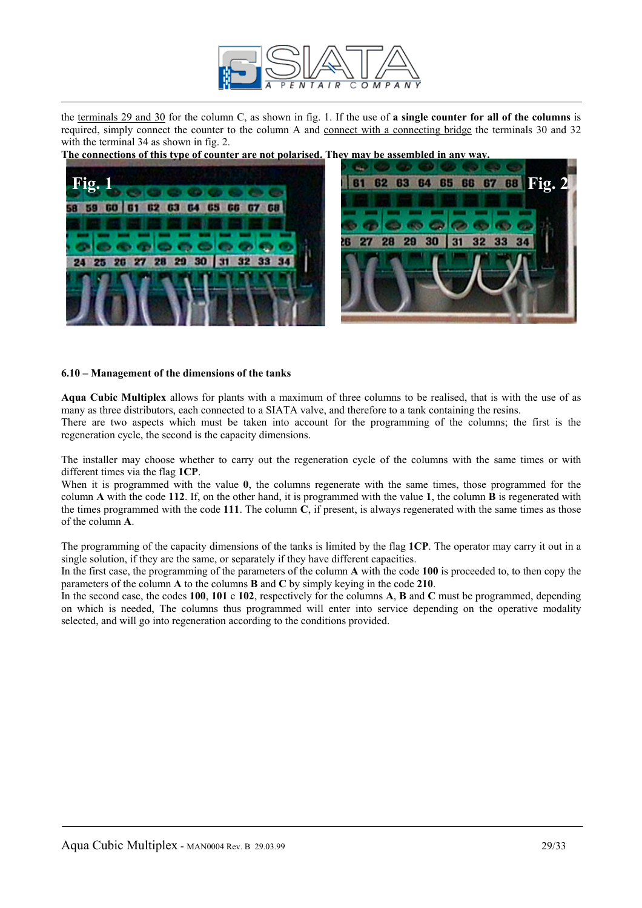the terminals 29 and 30 for the column C, as shown in fig. 1. If the use of **a single counter for all of the columns** is required, simply connect the counter to the column A and connect with a connecting bridge the terminals 30 and 32 with the terminal 34 as shown in fig. 2.

**The connections of this type of counter are not polarised. They may be assembled in any way.**

Fig. 1

Fig. 2

### 6.10 – Management of the dimensions of the tanks

**Aqua Cubic Multiplex** allows for plants with a maximum of three columns to be realised, that is with the use of as many as three distributors, each connected to a SIATA valve, and therefore to a tank containing the resins.

There are two aspects which must be taken into account for the programming of the columns; the first is the regeneration cycle, the second is the capacity dimensions.

The installer may choose whether to carry out the regeneration cycle of the columns with the same times or with different times via the flag **1CP**.

When it is programmed with the value **0**, the columns regenerate with the same times, those programmed for the column **A** with the code **112**. If, on the other hand, it is programmed with the value **1**, the column **B** is regenerated with the times programmed with the code **111**. The column **C**, if present, is always regenerated with the same times as those of the column **A**.

The programming of the capacity dimensions of the tanks is limited by the flag **1CP**. The operator may carry it out in a single solution, if they are the same, or separately if they have different capacities.

In the first case, the programming of the parameters of the column **A** with the code **100** is proceeded to, to then copy the parameters of the column **A** to the columns **B** and **C** by simply keying in the code **210**.

In the second case, the codes **100**, **101** e **102**, respectively for the columns **A**, **B** and **C** must be programmed, depending on which is needed, The columns thus programmed will enter into service depending on the operative modality selected, and will go into regeneration according to the conditions provided.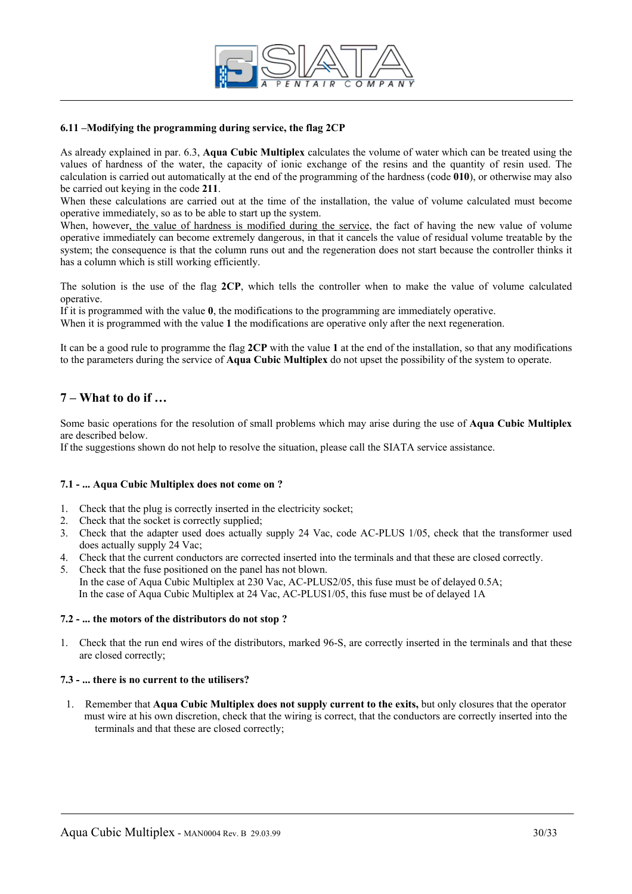**6.11 –Modifying the programming during service, the flag 2CP**

As already explained in par. 6.3, **Aqua Cubic Multiplex** calculates the volume of water which can be treated using the values of hardness of the water, the capacity of ionic exchange of the resins and the quantity of resin used. The calculation is carried out automatically at the end of the programming of the hardness (code **010**), or otherwise may also be carried out keying in the code **211**.
When these calculations are carried out at the time of the installation, the value of volume calculated must become operative immediately, so as to be able to start up the system.
When, however, the value of hardness is modified during the service, the fact of having the new value of volume operative immediately can become extremely dangerous, in that it cancels the value of residual volume treatable by the system; the consequence is that the column runs out and the regeneration does not start because the controller thinks it has a column which is still working efficiently.

The solution is the use of the flag **2CP**, which tells the controller when to make the value of volume calculated operative.
If it is programmed with the value **0**, the modifications to the programming are immediately operative.
When it is programmed with the value **1** the modifications are operative only after the next regeneration.

It can be a good rule to programme the flag **2CP** with the value **1** at the end of the installation, so that any modifications to the parameters during the service of **Aqua Cubic Multiplex** do not upset the possibility of the system to operate.

## 7 – What to do if …

Some basic operations for the resolution of small problems which may arise during the use of **Aqua Cubic Multiplex** are described below.
If the suggestions shown do not help to resolve the situation, please call the SIATA service assistance.

**7.1 - ... Aqua Cubic Multiplex does not come on ?**

1. Check that the plug is correctly inserted in the electricity socket;
2. Check that the socket is correctly supplied;
3. Check that the adapter used does actually supply 24 Vac, code AC-PLUS 1/05, check that the transformer used does actually supply 24 Vac;
4. Check that the current conductors are corrected inserted into the terminals and that these are closed correctly.
5. Check that the fuse positioned on the panel has not blown.
   In the case of Aqua Cubic Multiplex at 230 Vac, AC-PLUS2/05, this fuse must be of delayed 0.5A;
   In the case of Aqua Cubic Multiplex at 24 Vac, AC-PLUS1/05, this fuse must be of delayed 1A

**7.2 - ... the motors of the distributors do not stop ?**

1. Check that the run end wires of the distributors, marked 96-S, are correctly inserted in the terminals and that these are closed correctly;

**7.3 - ... there is no current to the utilisers?**

1. Remember that **Aqua Cubic Multiplex does not supply current to the exits,** but only closures that the operator must wire at his own discretion, check that the wiring is correct, that the conductors are correctly inserted into the terminals and that these are closed correctly;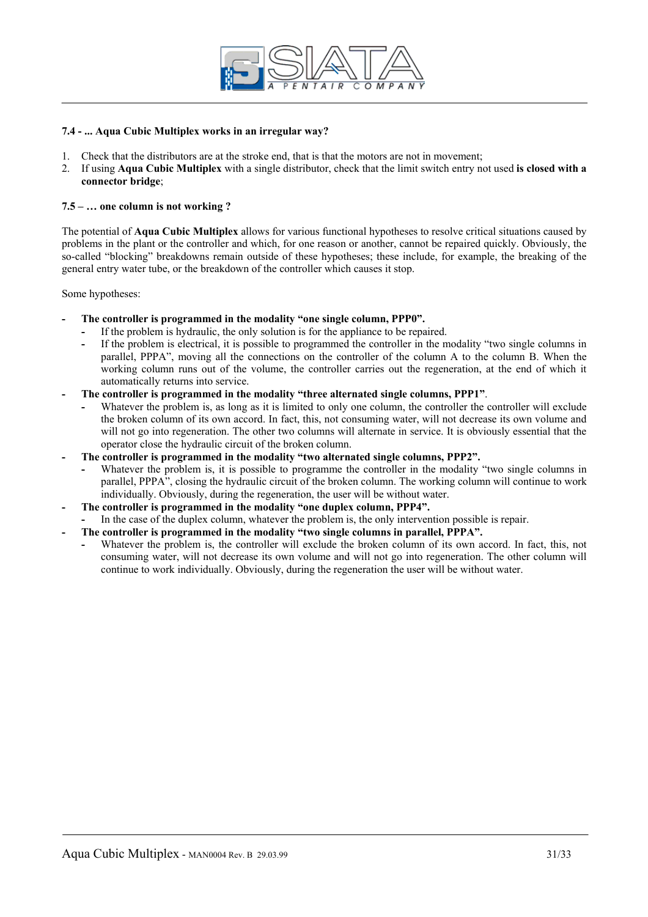### 7.4 - ... Aqua Cubic Multiplex works in an irregular way?

1. Check that the distributors are at the stroke end, that is that the motors are not in movement;
2. If using **Aqua Cubic Multiplex** with a single distributor, check that the limit switch entry not used **is closed with a connector bridge**;

### 7.5 – … one column is not working ?

The potential of **Aqua Cubic Multiplex** allows for various functional hypotheses to resolve critical situations caused by problems in the plant or the controller and which, for one reason or another, cannot be repaired quickly. Obviously, the so-called "blocking" breakdowns remain outside of these hypotheses; these include, for example, the breaking of the general entry water tube, or the breakdown of the controller which causes it stop.

Some hypotheses:

- **The controller is programmed in the modality "one single column, PPP0".**
  - If the problem is hydraulic, the only solution is for the appliance to be repaired.
  - If the problem is electrical, it is possible to programmed the controller in the modality "two single columns in parallel, PPPA", moving all the connections on the controller of the column A to the column B. When the working column runs out of the volume, the controller carries out the regeneration, at the end of which it automatically returns into service.
- **The controller is programmed in the modality "three alternated single columns, PPP1"**.
  - Whatever the problem is, as long as it is limited to only one column, the controller the controller will exclude the broken column of its own accord. In fact, this, not consuming water, will not decrease its own volume and will not go into regeneration. The other two columns will alternate in service. It is obviously essential that the operator close the hydraulic circuit of the broken column.
- **The controller is programmed in the modality "two alternated single columns, PPP2".**
  - Whatever the problem is, it is possible to programme the controller in the modality "two single columns in parallel, PPPA", closing the hydraulic circuit of the broken column. The working column will continue to work individually. Obviously, during the regeneration, the user will be without water.
- **The controller is programmed in the modality "one duplex column, PPP4".**
  - In the case of the duplex column, whatever the problem is, the only intervention possible is repair.
- **The controller is programmed in the modality "two single columns in parallel, PPPA".**
  - Whatever the problem is, the controller will exclude the broken column of its own accord. In fact, this, not consuming water, will not decrease its own volume and will not go into regeneration. The other column will continue to work individually. Obviously, during the regeneration the user will be without water.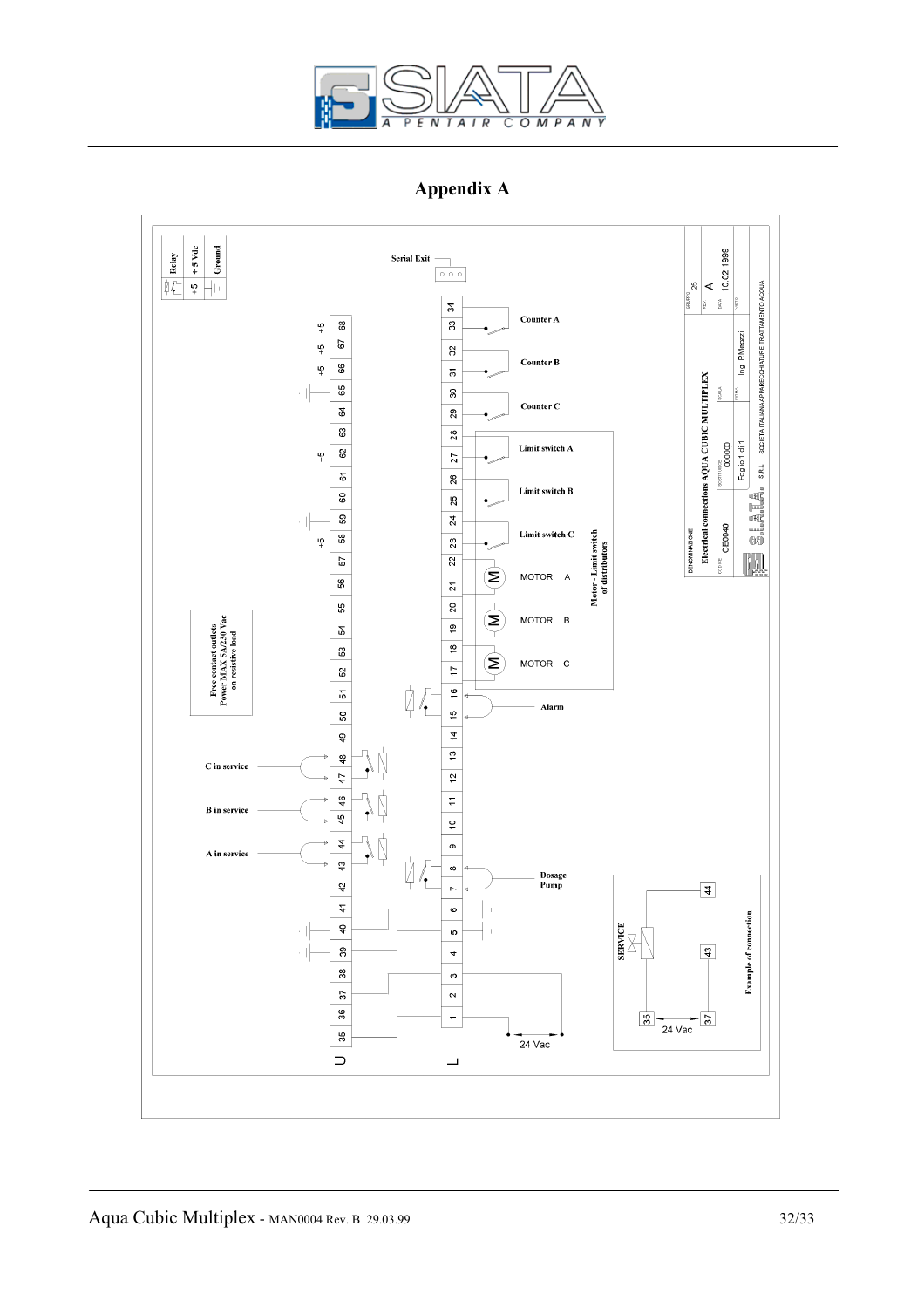# Appendix A

Relay | +5 Vdc | Ground

Serial Exit

Counter A

Counter B

Counter C

Limit switch A

Limit switch B

Limit switch C

MOTOR A

MOTOR B

MOTOR C

Motor - Limit switch of distributors

Alarm

Dosage Pump

24 Vac

Free contact outlets Power MAX 5A/230 Vac on resistive load

C in service

B in service

A in service

SERVICE

Example of connection

24 Vac

DENOMINAZIONE: Electrical connections AQUA CUBIC MULTIPLEX

CODICE: CE0040

SOSTITUISCE: 000000

Foglio 1 di 1

GRUPPO: 25

REV: A

DATA: 10.02.1999

FIRMA: Ing. P.Mezzzi

SIATA S.R.L. SOCIETA' ITALIANA APPARECCHIATURE TRATTAMENTO ACQUA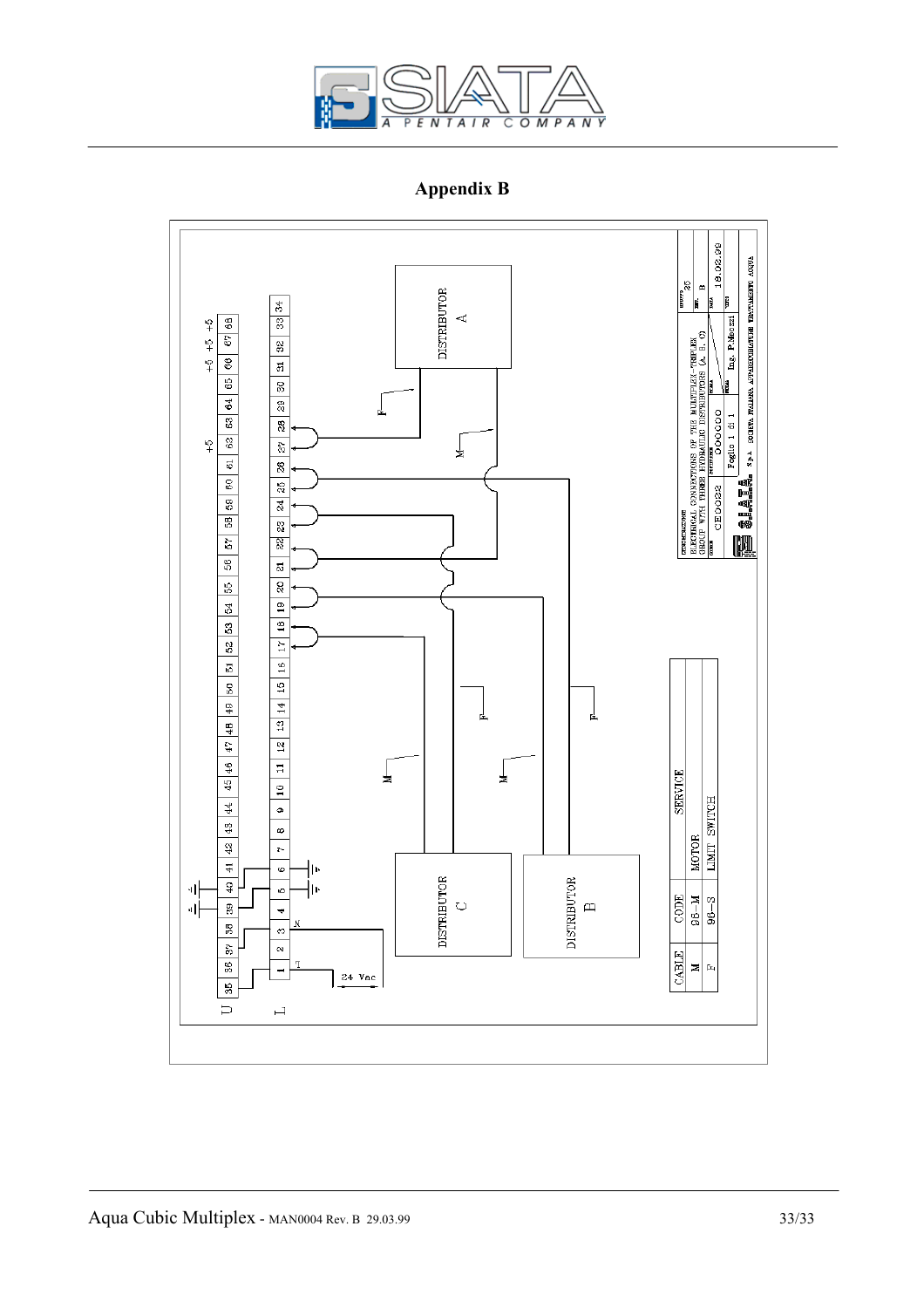## Appendix B

DISTRIBUTOR A

DISTRIBUTOR B

DISTRIBUTOR C

U

L

24 Vac

+5 +5 +5

+5

| CABLE | CODE | SERVICE |
|---|---|---|
| M | 85–M | MOTOR |
| F | 96–S | LIMIT SWITCH |

ELECTRICAL CONNECTIONS OF THE MULTIPLEX–TRIPLEX GROUP WITH THREE HYDRAULIC DISTRIBUTORS (A, B, C)

CE0022 000000

Foglio 1 di 1

Ing. P.Mezzi

18.02.99

SIATA S.p.A. SOCIETA' ITALIANA APPARECCHIATURE TRATTAMENTO ACQUA